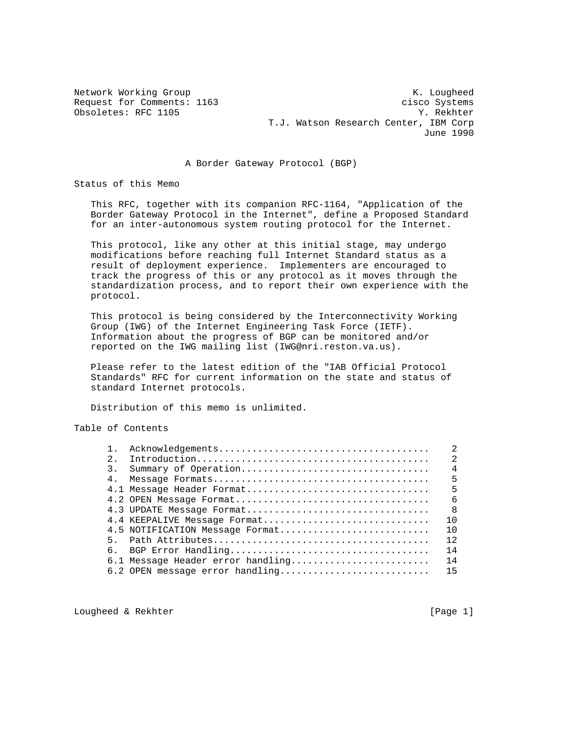Network Working Group K. Lougheed
Request for Comments: 1163 cisco Systems
Obsoletes: RFC 1105 Y. Rekhter
T.J. Watson Research Center, IBM Corp
June 1990

# A Border Gateway Protocol (BGP)

## Status of this Memo

This RFC, together with its companion RFC-1164, "Application of the Border Gateway Protocol in the Internet", define a Proposed Standard for an inter-autonomous system routing protocol for the Internet.

This protocol, like any other at this initial stage, may undergo modifications before reaching full Internet Standard status as a result of deployment experience. Implementers are encouraged to track the progress of this or any protocol as it moves through the standardization process, and to report their own experience with the protocol.

This protocol is being considered by the Interconnectivity Working Group (IWG) of the Internet Engineering Task Force (IETF). Information about the progress of BGP can be monitored and/or reported on the IWG mailing list (IWG@nri.reston.va.us).

Please refer to the latest edition of the "IAB Official Protocol Standards" RFC for current information on the state and status of standard Internet protocols.

Distribution of this memo is unlimited.

## Table of Contents

```
1.  Acknowledgements.....................................    2
2.  Introduction.........................................    2
3.  Summary of Operation.................................    4
4.  Message Formats......................................    5
4.1 Message Header Format................................    5
4.2 OPEN Message Format..................................    6
4.3 UPDATE Message Format................................    8
4.4 KEEPALIVE Message Format.............................   10
4.5 NOTIFICATION Message Format..........................   10
5.  Path Attributes......................................   12
6.  BGP Error Handling...................................   14
6.1 Message Header error handling........................   14
6.2 OPEN message error handling..........................   15
```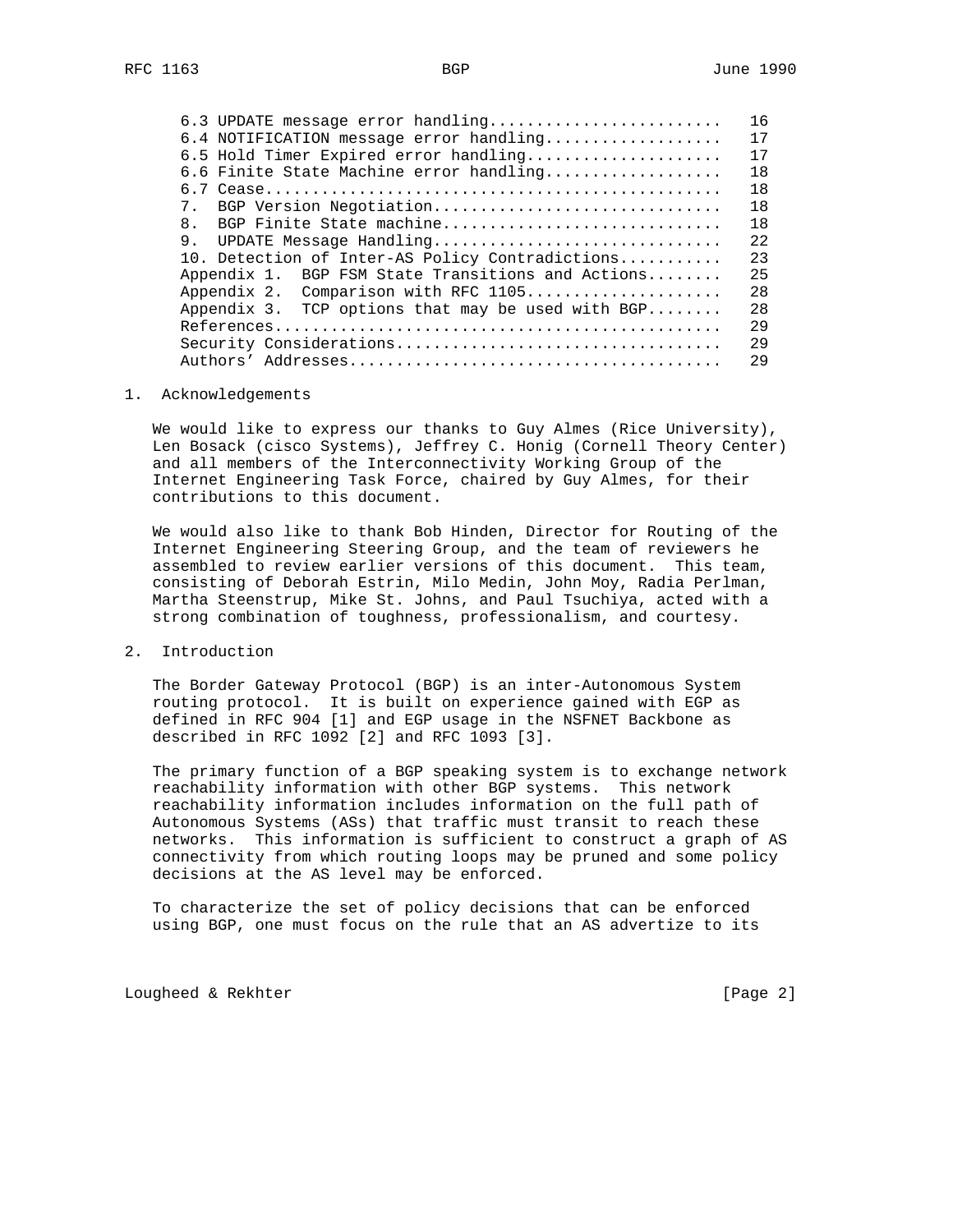6.3 UPDATE message error handling........................ 16
6.4 NOTIFICATION message error handling.................. 17
6.5 Hold Timer Expired error handling.................... 17
6.6 Finite State Machine error handling.................. 18
6.7 Cease................................................ 18
7. BGP Version Negotiation............................... 18
8. BGP Finite State machine.............................. 18
9. UPDATE Message Handling............................... 22
10. Detection of Inter-AS Policy Contradictions.......... 23
Appendix 1. BGP FSM State Transitions and Actions........ 25
Appendix 2. Comparison with RFC 1105..................... 28
Appendix 3. TCP options that may be used with BGP........ 28
References............................................... 29
Security Considerations.................................. 29
Authors' Addresses....................................... 29

## 1. Acknowledgements

We would like to express our thanks to Guy Almes (Rice University), Len Bosack (cisco Systems), Jeffrey C. Honig (Cornell Theory Center) and all members of the Interconnectivity Working Group of the Internet Engineering Task Force, chaired by Guy Almes, for their contributions to this document.

We would also like to thank Bob Hinden, Director for Routing of the Internet Engineering Steering Group, and the team of reviewers he assembled to review earlier versions of this document. This team, consisting of Deborah Estrin, Milo Medin, John Moy, Radia Perlman, Martha Steenstrup, Mike St. Johns, and Paul Tsuchiya, acted with a strong combination of toughness, professionalism, and courtesy.

## 2. Introduction

The Border Gateway Protocol (BGP) is an inter-Autonomous System routing protocol. It is built on experience gained with EGP as defined in RFC 904 [1] and EGP usage in the NSFNET Backbone as described in RFC 1092 [2] and RFC 1093 [3].

The primary function of a BGP speaking system is to exchange network reachability information with other BGP systems. This network reachability information includes information on the full path of Autonomous Systems (ASs) that traffic must transit to reach these networks. This information is sufficient to construct a graph of AS connectivity from which routing loops may be pruned and some policy decisions at the AS level may be enforced.

To characterize the set of policy decisions that can be enforced using BGP, one must focus on the rule that an AS advertize to its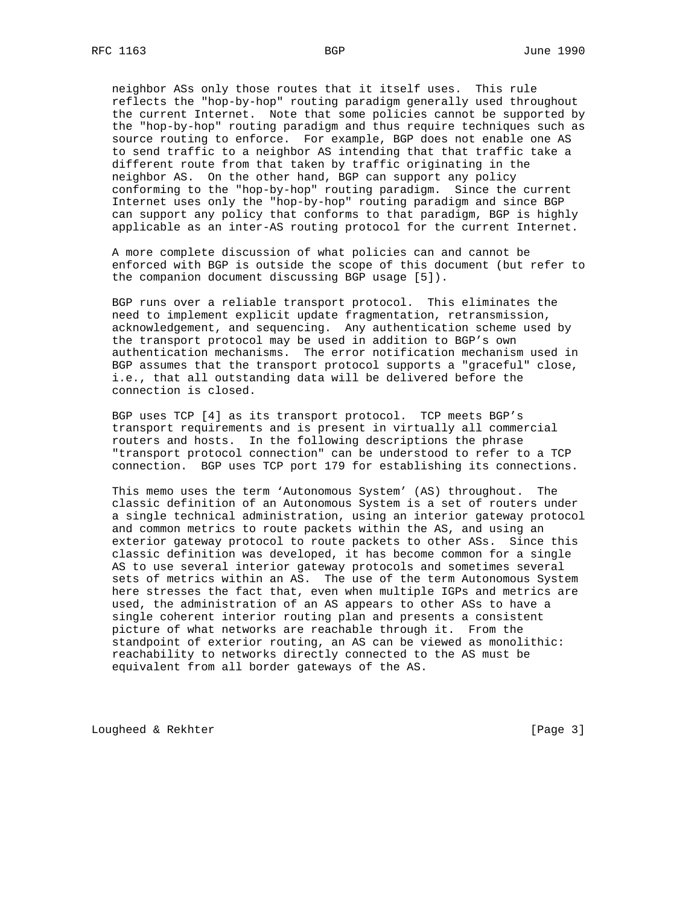neighbor ASs only those routes that it itself uses. This rule reflects the "hop-by-hop" routing paradigm generally used throughout the current Internet. Note that some policies cannot be supported by the "hop-by-hop" routing paradigm and thus require techniques such as source routing to enforce. For example, BGP does not enable one AS to send traffic to a neighbor AS intending that that traffic take a different route from that taken by traffic originating in the neighbor AS. On the other hand, BGP can support any policy conforming to the "hop-by-hop" routing paradigm. Since the current Internet uses only the "hop-by-hop" routing paradigm and since BGP can support any policy that conforms to that paradigm, BGP is highly applicable as an inter-AS routing protocol for the current Internet.

A more complete discussion of what policies can and cannot be enforced with BGP is outside the scope of this document (but refer to the companion document discussing BGP usage [5]).

BGP runs over a reliable transport protocol. This eliminates the need to implement explicit update fragmentation, retransmission, acknowledgement, and sequencing. Any authentication scheme used by the transport protocol may be used in addition to BGP's own authentication mechanisms. The error notification mechanism used in BGP assumes that the transport protocol supports a "graceful" close, i.e., that all outstanding data will be delivered before the connection is closed.

BGP uses TCP [4] as its transport protocol. TCP meets BGP's transport requirements and is present in virtually all commercial routers and hosts. In the following descriptions the phrase "transport protocol connection" can be understood to refer to a TCP connection. BGP uses TCP port 179 for establishing its connections.

This memo uses the term 'Autonomous System' (AS) throughout. The classic definition of an Autonomous System is a set of routers under a single technical administration, using an interior gateway protocol and common metrics to route packets within the AS, and using an exterior gateway protocol to route packets to other ASs. Since this classic definition was developed, it has become common for a single AS to use several interior gateway protocols and sometimes several sets of metrics within an AS. The use of the term Autonomous System here stresses the fact that, even when multiple IGPs and metrics are used, the administration of an AS appears to other ASs to have a single coherent interior routing plan and presents a consistent picture of what networks are reachable through it. From the standpoint of exterior routing, an AS can be viewed as monolithic: reachability to networks directly connected to the AS must be equivalent from all border gateways of the AS.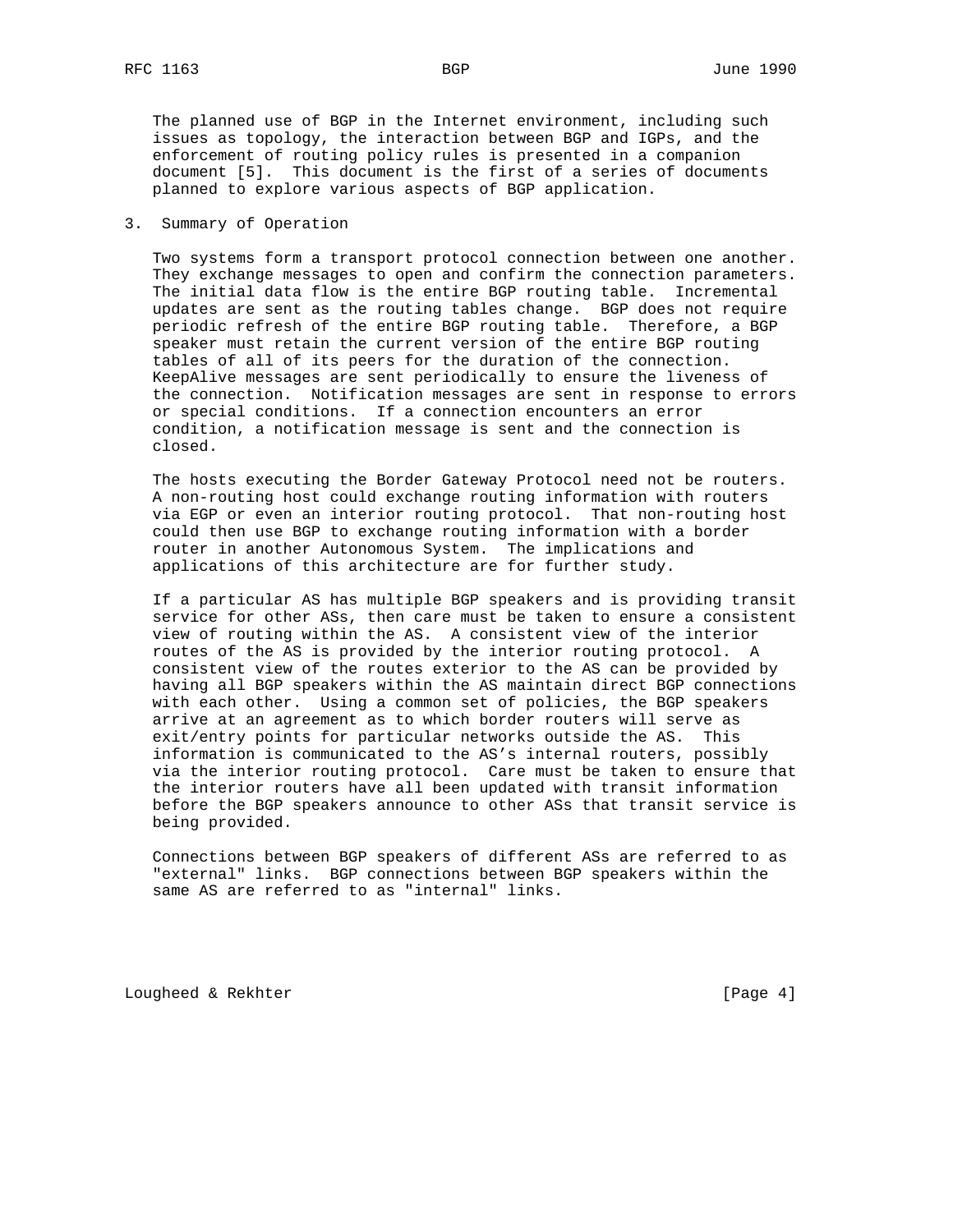The planned use of BGP in the Internet environment, including such issues as topology, the interaction between BGP and IGPs, and the enforcement of routing policy rules is presented in a companion document [5]. This document is the first of a series of documents planned to explore various aspects of BGP application.

## 3. Summary of Operation

Two systems form a transport protocol connection between one another. They exchange messages to open and confirm the connection parameters. The initial data flow is the entire BGP routing table. Incremental updates are sent as the routing tables change. BGP does not require periodic refresh of the entire BGP routing table. Therefore, a BGP speaker must retain the current version of the entire BGP routing tables of all of its peers for the duration of the connection. KeepAlive messages are sent periodically to ensure the liveness of the connection. Notification messages are sent in response to errors or special conditions. If a connection encounters an error condition, a notification message is sent and the connection is closed.

The hosts executing the Border Gateway Protocol need not be routers. A non-routing host could exchange routing information with routers via EGP or even an interior routing protocol. That non-routing host could then use BGP to exchange routing information with a border router in another Autonomous System. The implications and applications of this architecture are for further study.

If a particular AS has multiple BGP speakers and is providing transit service for other ASs, then care must be taken to ensure a consistent view of routing within the AS. A consistent view of the interior routes of the AS is provided by the interior routing protocol. A consistent view of the routes exterior to the AS can be provided by having all BGP speakers within the AS maintain direct BGP connections with each other. Using a common set of policies, the BGP speakers arrive at an agreement as to which border routers will serve as exit/entry points for particular networks outside the AS. This information is communicated to the AS's internal routers, possibly via the interior routing protocol. Care must be taken to ensure that the interior routers have all been updated with transit information before the BGP speakers announce to other ASs that transit service is being provided.

Connections between BGP speakers of different ASs are referred to as "external" links. BGP connections between BGP speakers within the same AS are referred to as "internal" links.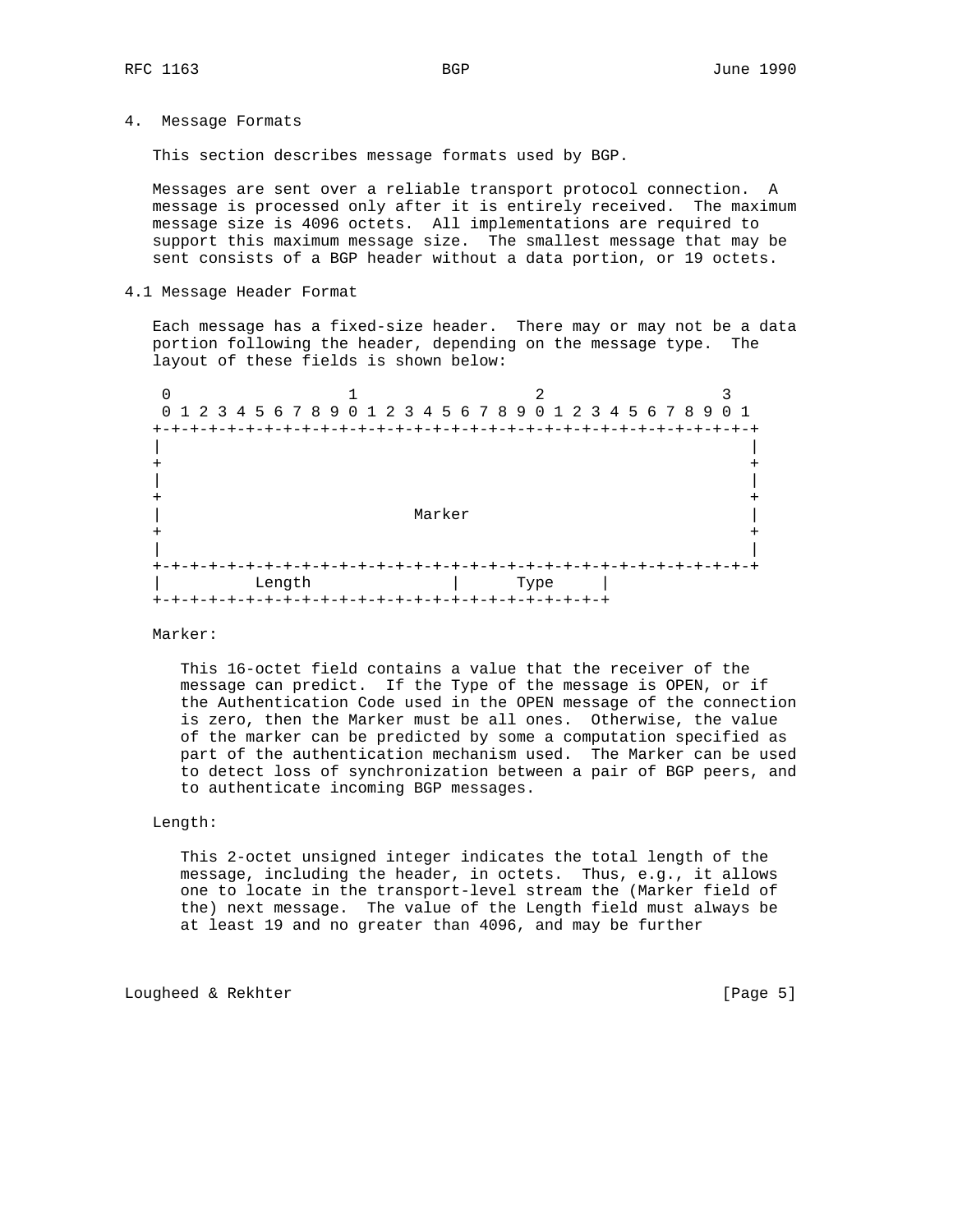## 4. Message Formats

This section describes message formats used by BGP.

Messages are sent over a reliable transport protocol connection. A message is processed only after it is entirely received. The maximum message size is 4096 octets. All implementations are required to support this maximum message size. The smallest message that may be sent consists of a BGP header without a data portion, or 19 octets.

### 4.1 Message Header Format

Each message has a fixed-size header. There may or may not be a data portion following the header, depending on the message type. The layout of these fields is shown below:

```
 0                   1                   2                   3
 0 1 2 3 4 5 6 7 8 9 0 1 2 3 4 5 6 7 8 9 0 1 2 3 4 5 6 7 8 9 0 1
+-+-+-+-+-+-+-+-+-+-+-+-+-+-+-+-+-+-+-+-+-+-+-+-+-+-+-+-+-+-+-+-+
|                                                               |
+                                                               +
|                                                               |
+                                                               +
|                           Marker                              |
+                                                               +
|                                                               |
+-+-+-+-+-+-+-+-+-+-+-+-+-+-+-+-+-+-+-+-+-+-+-+-+-+-+-+-+-+-+-+-+
|          Length               |      Type     |
+-+-+-+-+-+-+-+-+-+-+-+-+-+-+-+-+-+-+-+-+-+-+-+-+
```

Marker:

This 16-octet field contains a value that the receiver of the message can predict. If the Type of the message is OPEN, or if the Authentication Code used in the OPEN message of the connection is zero, then the Marker must be all ones. Otherwise, the value of the marker can be predicted by some a computation specified as part of the authentication mechanism used. The Marker can be used to detect loss of synchronization between a pair of BGP peers, and to authenticate incoming BGP messages.

Length:

This 2-octet unsigned integer indicates the total length of the message, including the header, in octets. Thus, e.g., it allows one to locate in the transport-level stream the (Marker field of the) next message. The value of the Length field must always be at least 19 and no greater than 4096, and may be further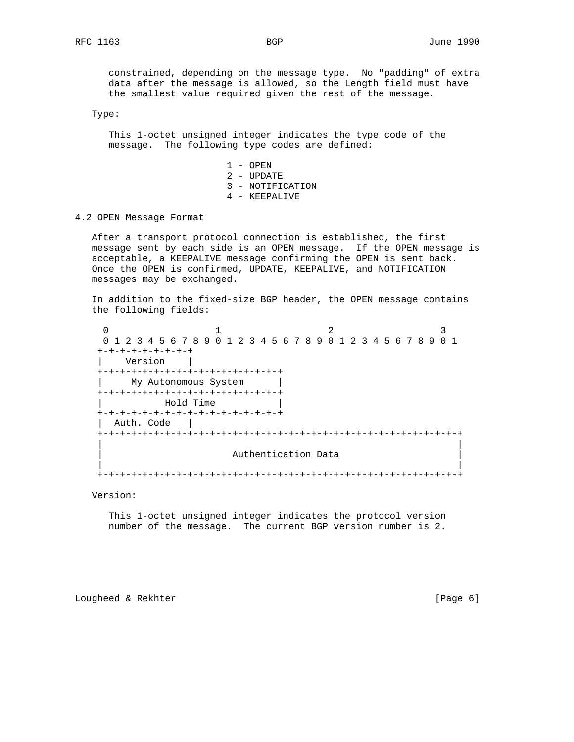constrained, depending on the message type. No "padding" of extra data after the message is allowed, so the Length field must have the smallest value required given the rest of the message.

Type:

This 1-octet unsigned integer indicates the type code of the message. The following type codes are defined:

```
1 - OPEN
2 - UPDATE
3 - NOTIFICATION
4 - KEEPALIVE
```

### 4.2 OPEN Message Format

After a transport protocol connection is established, the first message sent by each side is an OPEN message. If the OPEN message is acceptable, a KEEPALIVE message confirming the OPEN is sent back. Once the OPEN is confirmed, UPDATE, KEEPALIVE, and NOTIFICATION messages may be exchanged.

In addition to the fixed-size BGP header, the OPEN message contains the following fields:

```
 0                   1                   2                   3
 0 1 2 3 4 5 6 7 8 9 0 1 2 3 4 5 6 7 8 9 0 1 2 3 4 5 6 7 8 9 0 1
+-+-+-+-+-+-+-+-+
|    Version    |
+-+-+-+-+-+-+-+-+-+-+-+-+-+-+-+-+
|     My Autonomous System      |
+-+-+-+-+-+-+-+-+-+-+-+-+-+-+-+-+
|           Hold Time           |
+-+-+-+-+-+-+-+-+-+-+-+-+-+-+-+-+
|  Auth. Code   |
+-+-+-+-+-+-+-+-+-+-+-+-+-+-+-+-+-+-+-+-+-+-+-+-+-+-+-+-+-+-+-+-+
|                                                               |
|                       Authentication Data                     |
|                                                               |
+-+-+-+-+-+-+-+-+-+-+-+-+-+-+-+-+-+-+-+-+-+-+-+-+-+-+-+-+-+-+-+-+
```

Version:

This 1-octet unsigned integer indicates the protocol version number of the message. The current BGP version number is 2.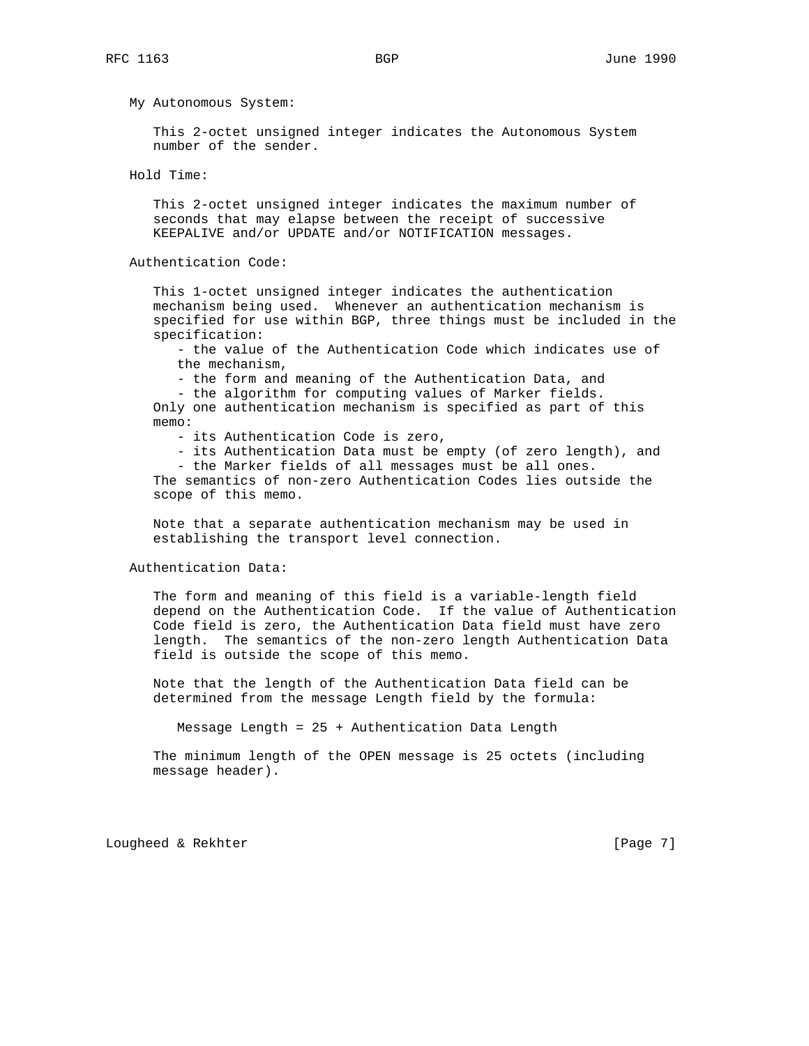My Autonomous System:

This 2-octet unsigned integer indicates the Autonomous System number of the sender.

Hold Time:

This 2-octet unsigned integer indicates the maximum number of seconds that may elapse between the receipt of successive KEEPALIVE and/or UPDATE and/or NOTIFICATION messages.

Authentication Code:

This 1-octet unsigned integer indicates the authentication mechanism being used. Whenever an authentication mechanism is specified for use within BGP, three things must be included in the specification:

- the value of the Authentication Code which indicates use of the mechanism,
- the form and meaning of the Authentication Data, and
- the algorithm for computing values of Marker fields.

Only one authentication mechanism is specified as part of this memo:

- its Authentication Code is zero,
- its Authentication Data must be empty (of zero length), and
- the Marker fields of all messages must be all ones.

The semantics of non-zero Authentication Codes lies outside the scope of this memo.

Note that a separate authentication mechanism may be used in establishing the transport level connection.

Authentication Data:

The form and meaning of this field is a variable-length field depend on the Authentication Code. If the value of Authentication Code field is zero, the Authentication Data field must have zero length. The semantics of the non-zero length Authentication Data field is outside the scope of this memo.

Note that the length of the Authentication Data field can be determined from the message Length field by the formula:

```
Message Length = 25 + Authentication Data Length
```

The minimum length of the OPEN message is 25 octets (including message header).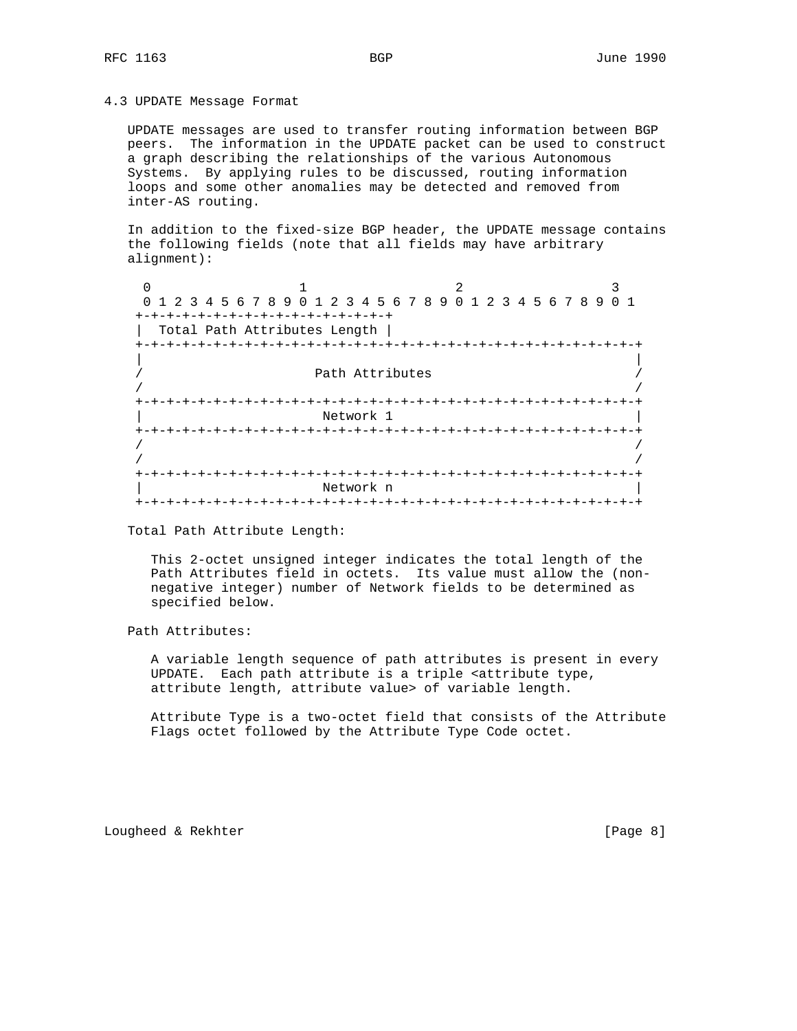### 4.3 UPDATE Message Format

UPDATE messages are used to transfer routing information between BGP peers. The information in the UPDATE packet can be used to construct a graph describing the relationships of the various Autonomous Systems. By applying rules to be discussed, routing information loops and some other anomalies may be detected and removed from inter-AS routing.

In addition to the fixed-size BGP header, the UPDATE message contains the following fields (note that all fields may have arbitrary alignment):

```
 0                   1                   2                   3
 0 1 2 3 4 5 6 7 8 9 0 1 2 3 4 5 6 7 8 9 0 1 2 3 4 5 6 7 8 9 0 1
+-+-+-+-+-+-+-+-+-+-+-+-+-+-+-+-+
|  Total Path Attributes Length |
+-+-+-+-+-+-+-+-+-+-+-+-+-+-+-+-+-+-+-+-+-+-+-+-+-+-+-+-+-+-+-+-+
|                                                               |
/                       Path Attributes                         /
/                                                               /
+-+-+-+-+-+-+-+-+-+-+-+-+-+-+-+-+-+-+-+-+-+-+-+-+-+-+-+-+-+-+-+-+
|                        Network 1                              |
+-+-+-+-+-+-+-+-+-+-+-+-+-+-+-+-+-+-+-+-+-+-+-+-+-+-+-+-+-+-+-+-+
/                                                               /
/                                                               /
+-+-+-+-+-+-+-+-+-+-+-+-+-+-+-+-+-+-+-+-+-+-+-+-+-+-+-+-+-+-+-+-+
|                        Network n                              |
+-+-+-+-+-+-+-+-+-+-+-+-+-+-+-+-+-+-+-+-+-+-+-+-+-+-+-+-+-+-+-+-+
```

Total Path Attribute Length:

This 2-octet unsigned integer indicates the total length of the Path Attributes field in octets. Its value must allow the (non-negative integer) number of Network fields to be determined as specified below.

Path Attributes:

A variable length sequence of path attributes is present in every UPDATE. Each path attribute is a triple <attribute type, attribute length, attribute value> of variable length.

Attribute Type is a two-octet field that consists of the Attribute Flags octet followed by the Attribute Type Code octet.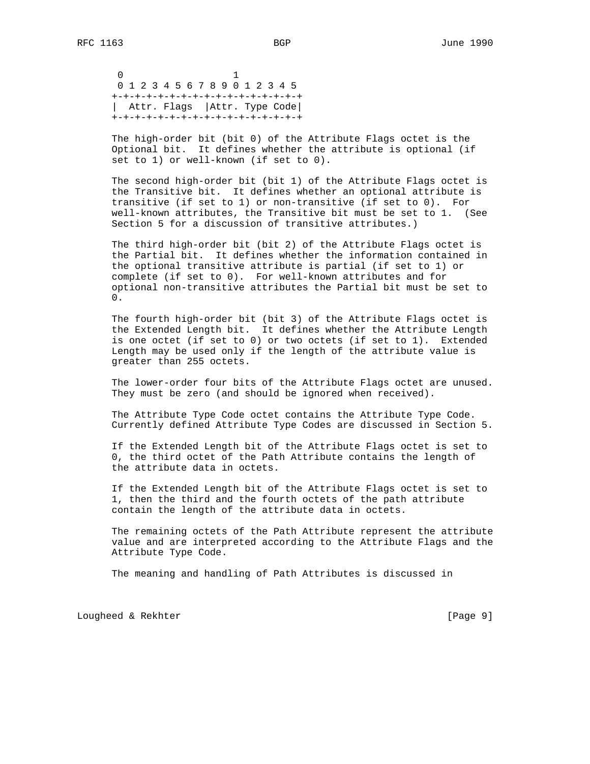```
 0                   1
 0 1 2 3 4 5 6 7 8 9 0 1 2 3 4 5
+-+-+-+-+-+-+-+-+-+-+-+-+-+-+-+-+
|  Attr. Flags  |Attr. Type Code|
+-+-+-+-+-+-+-+-+-+-+-+-+-+-+-+-+
```

The high-order bit (bit 0) of the Attribute Flags octet is the Optional bit. It defines whether the attribute is optional (if set to 1) or well-known (if set to 0).

The second high-order bit (bit 1) of the Attribute Flags octet is the Transitive bit. It defines whether an optional attribute is transitive (if set to 1) or non-transitive (if set to 0). For well-known attributes, the Transitive bit must be set to 1. (See Section 5 for a discussion of transitive attributes.)

The third high-order bit (bit 2) of the Attribute Flags octet is the Partial bit. It defines whether the information contained in the optional transitive attribute is partial (if set to 1) or complete (if set to 0). For well-known attributes and for optional non-transitive attributes the Partial bit must be set to 0.

The fourth high-order bit (bit 3) of the Attribute Flags octet is the Extended Length bit. It defines whether the Attribute Length is one octet (if set to 0) or two octets (if set to 1). Extended Length may be used only if the length of the attribute value is greater than 255 octets.

The lower-order four bits of the Attribute Flags octet are unused. They must be zero (and should be ignored when received).

The Attribute Type Code octet contains the Attribute Type Code. Currently defined Attribute Type Codes are discussed in Section 5.

If the Extended Length bit of the Attribute Flags octet is set to 0, the third octet of the Path Attribute contains the length of the attribute data in octets.

If the Extended Length bit of the Attribute Flags octet is set to 1, then the third and the fourth octets of the path attribute contain the length of the attribute data in octets.

The remaining octets of the Path Attribute represent the attribute value and are interpreted according to the Attribute Flags and the Attribute Type Code.

The meaning and handling of Path Attributes is discussed in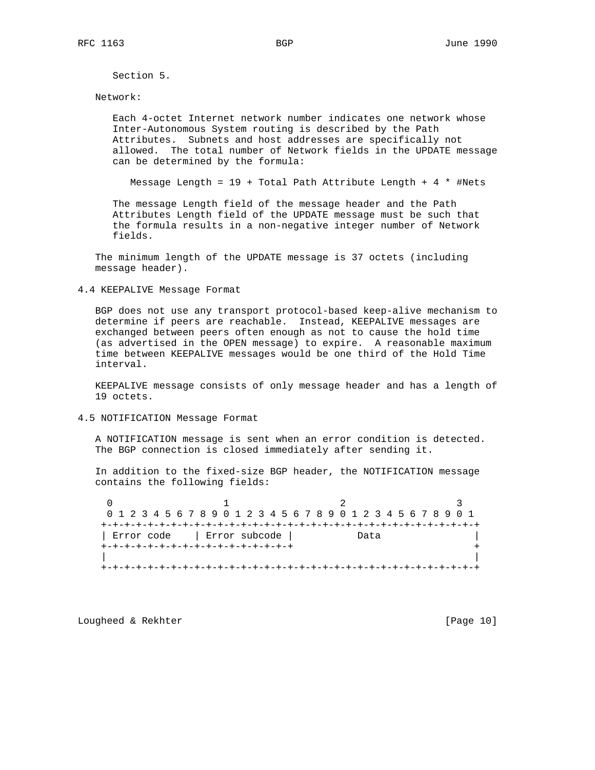Section 5.

Network:

Each 4-octet Internet network number indicates one network whose Inter-Autonomous System routing is described by the Path Attributes. Subnets and host addresses are specifically not allowed. The total number of Network fields in the UPDATE message can be determined by the formula:

Message Length = 19 + Total Path Attribute Length + 4 * #Nets

The message Length field of the message header and the Path Attributes Length field of the UPDATE message must be such that the formula results in a non-negative integer number of Network fields.

The minimum length of the UPDATE message is 37 octets (including message header).

## 4.4 KEEPALIVE Message Format

BGP does not use any transport protocol-based keep-alive mechanism to determine if peers are reachable. Instead, KEEPALIVE messages are exchanged between peers often enough as not to cause the hold time (as advertised in the OPEN message) to expire. A reasonable maximum time between KEEPALIVE messages would be one third of the Hold Time interval.

KEEPALIVE message consists of only message header and has a length of 19 octets.

## 4.5 NOTIFICATION Message Format

A NOTIFICATION message is sent when an error condition is detected. The BGP connection is closed immediately after sending it.

In addition to the fixed-size BGP header, the NOTIFICATION message contains the following fields:

```
 0                   1                   2                   3
 0 1 2 3 4 5 6 7 8 9 0 1 2 3 4 5 6 7 8 9 0 1 2 3 4 5 6 7 8 9 0 1
+-+-+-+-+-+-+-+-+-+-+-+-+-+-+-+-+-+-+-+-+-+-+-+-+-+-+-+-+-+-+-+-+
| Error code    | Error subcode |           Data                |
+-+-+-+-+-+-+-+-+-+-+-+-+-+-+-+-+                               +
|                                                               |
+-+-+-+-+-+-+-+-+-+-+-+-+-+-+-+-+-+-+-+-+-+-+-+-+-+-+-+-+-+-+-+-+
```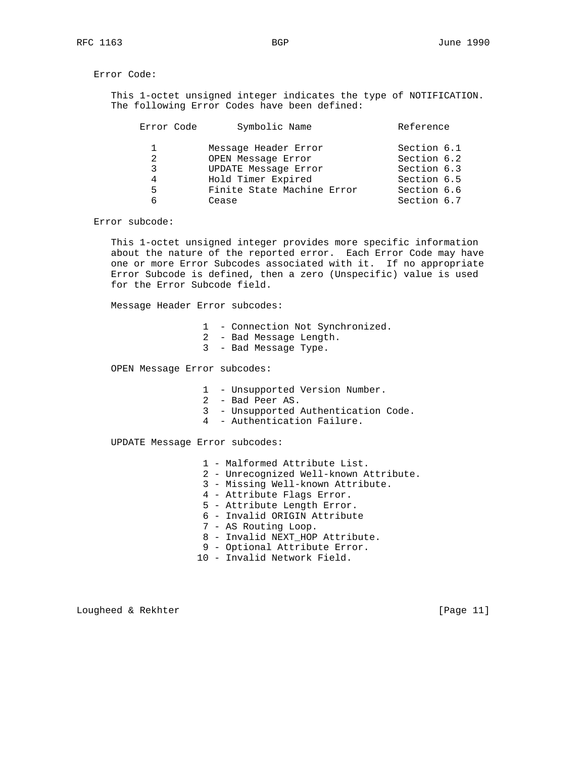Error Code:

This 1-octet unsigned integer indicates the type of NOTIFICATION. The following Error Codes have been defined:

| Error Code | Symbolic Name | Reference |
|---|---|---|
| 1 | Message Header Error | Section 6.1 |
| 2 | OPEN Message Error | Section 6.2 |
| 3 | UPDATE Message Error | Section 6.3 |
| 4 | Hold Timer Expired | Section 6.5 |
| 5 | Finite State Machine Error | Section 6.6 |
| 6 | Cease | Section 6.7 |

Error subcode:

This 1-octet unsigned integer provides more specific information about the nature of the reported error. Each Error Code may have one or more Error Subcodes associated with it. If no appropriate Error Subcode is defined, then a zero (Unspecific) value is used for the Error Subcode field.

Message Header Error subcodes:

- 1 - Connection Not Synchronized.
- 2 - Bad Message Length.
- 3 - Bad Message Type.

OPEN Message Error subcodes:

- 1 - Unsupported Version Number.
- 2 - Bad Peer AS.
- 3 - Unsupported Authentication Code.
- 4 - Authentication Failure.

UPDATE Message Error subcodes:

- 1 - Malformed Attribute List.
- 2 - Unrecognized Well-known Attribute.
- 3 - Missing Well-known Attribute.
- 4 - Attribute Flags Error.
- 5 - Attribute Length Error.
- 6 - Invalid ORIGIN Attribute
- 7 - AS Routing Loop.
- 8 - Invalid NEXT_HOP Attribute.
- 9 - Optional Attribute Error.
- 10 - Invalid Network Field.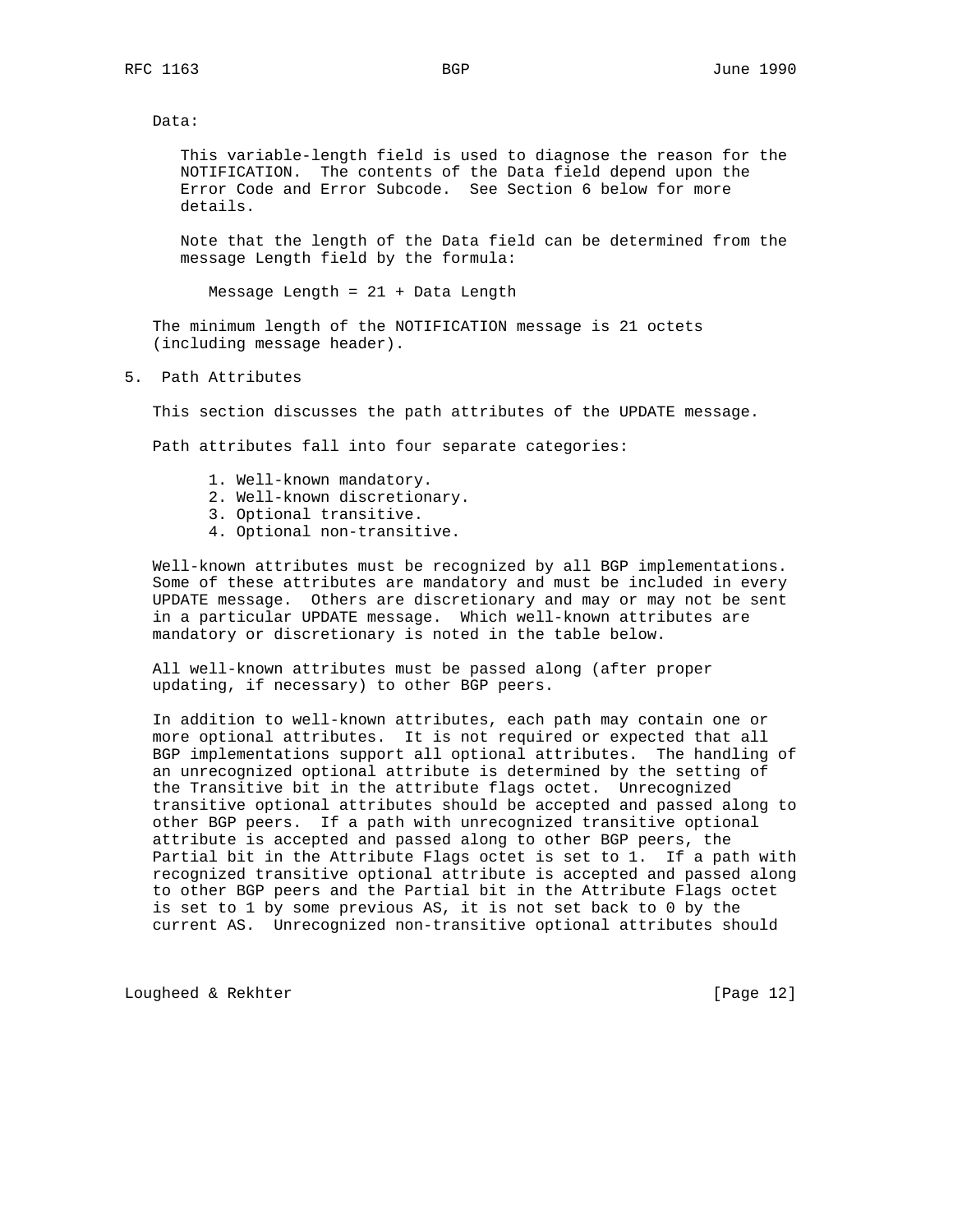Data:

This variable-length field is used to diagnose the reason for the NOTIFICATION. The contents of the Data field depend upon the Error Code and Error Subcode. See Section 6 below for more details.

Note that the length of the Data field can be determined from the message Length field by the formula:

```
Message Length = 21 + Data Length
```

The minimum length of the NOTIFICATION message is 21 octets (including message header).

## 5. Path Attributes

This section discusses the path attributes of the UPDATE message.

Path attributes fall into four separate categories:

1. Well-known mandatory.
2. Well-known discretionary.
3. Optional transitive.
4. Optional non-transitive.

Well-known attributes must be recognized by all BGP implementations. Some of these attributes are mandatory and must be included in every UPDATE message. Others are discretionary and may or may not be sent in a particular UPDATE message. Which well-known attributes are mandatory or discretionary is noted in the table below.

All well-known attributes must be passed along (after proper updating, if necessary) to other BGP peers.

In addition to well-known attributes, each path may contain one or more optional attributes. It is not required or expected that all BGP implementations support all optional attributes. The handling of an unrecognized optional attribute is determined by the setting of the Transitive bit in the attribute flags octet. Unrecognized transitive optional attributes should be accepted and passed along to other BGP peers. If a path with unrecognized transitive optional attribute is accepted and passed along to other BGP peers, the Partial bit in the Attribute Flags octet is set to 1. If a path with recognized transitive optional attribute is accepted and passed along to other BGP peers and the Partial bit in the Attribute Flags octet is set to 1 by some previous AS, it is not set back to 0 by the current AS. Unrecognized non-transitive optional attributes should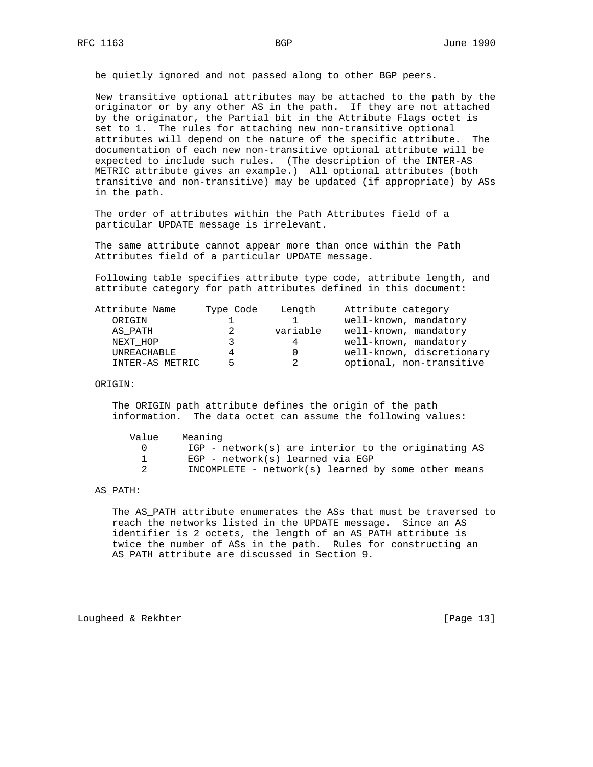be quietly ignored and not passed along to other BGP peers.

New transitive optional attributes may be attached to the path by the originator or by any other AS in the path. If they are not attached by the originator, the Partial bit in the Attribute Flags octet is set to 1. The rules for attaching new non-transitive optional attributes will depend on the nature of the specific attribute. The documentation of each new non-transitive optional attribute will be expected to include such rules. (The description of the INTER-AS METRIC attribute gives an example.) All optional attributes (both transitive and non-transitive) may be updated (if appropriate) by ASs in the path.

The order of attributes within the Path Attributes field of a particular UPDATE message is irrelevant.

The same attribute cannot appear more than once within the Path Attributes field of a particular UPDATE message.

Following table specifies attribute type code, attribute length, and attribute category for path attributes defined in this document:

| Attribute Name | Type Code | Length | Attribute category |
|---|---|---|---|
| ORIGIN | 1 | 1 | well-known, mandatory |
| AS_PATH | 2 | variable | well-known, mandatory |
| NEXT_HOP | 3 | 4 | well-known, mandatory |
| UNREACHABLE | 4 | 0 | well-known, discretionary |
| INTER-AS METRIC | 5 | 2 | optional, non-transitive |

ORIGIN:

The ORIGIN path attribute defines the origin of the path information. The data octet can assume the following values:

| Value | Meaning |
|---|---|
| 0 | IGP - network(s) are interior to the originating AS |
| 1 | EGP - network(s) learned via EGP |
| 2 | INCOMPLETE - network(s) learned by some other means |

AS_PATH:

The AS_PATH attribute enumerates the ASs that must be traversed to reach the networks listed in the UPDATE message. Since an AS identifier is 2 octets, the length of an AS_PATH attribute is twice the number of ASs in the path. Rules for constructing an AS_PATH attribute are discussed in Section 9.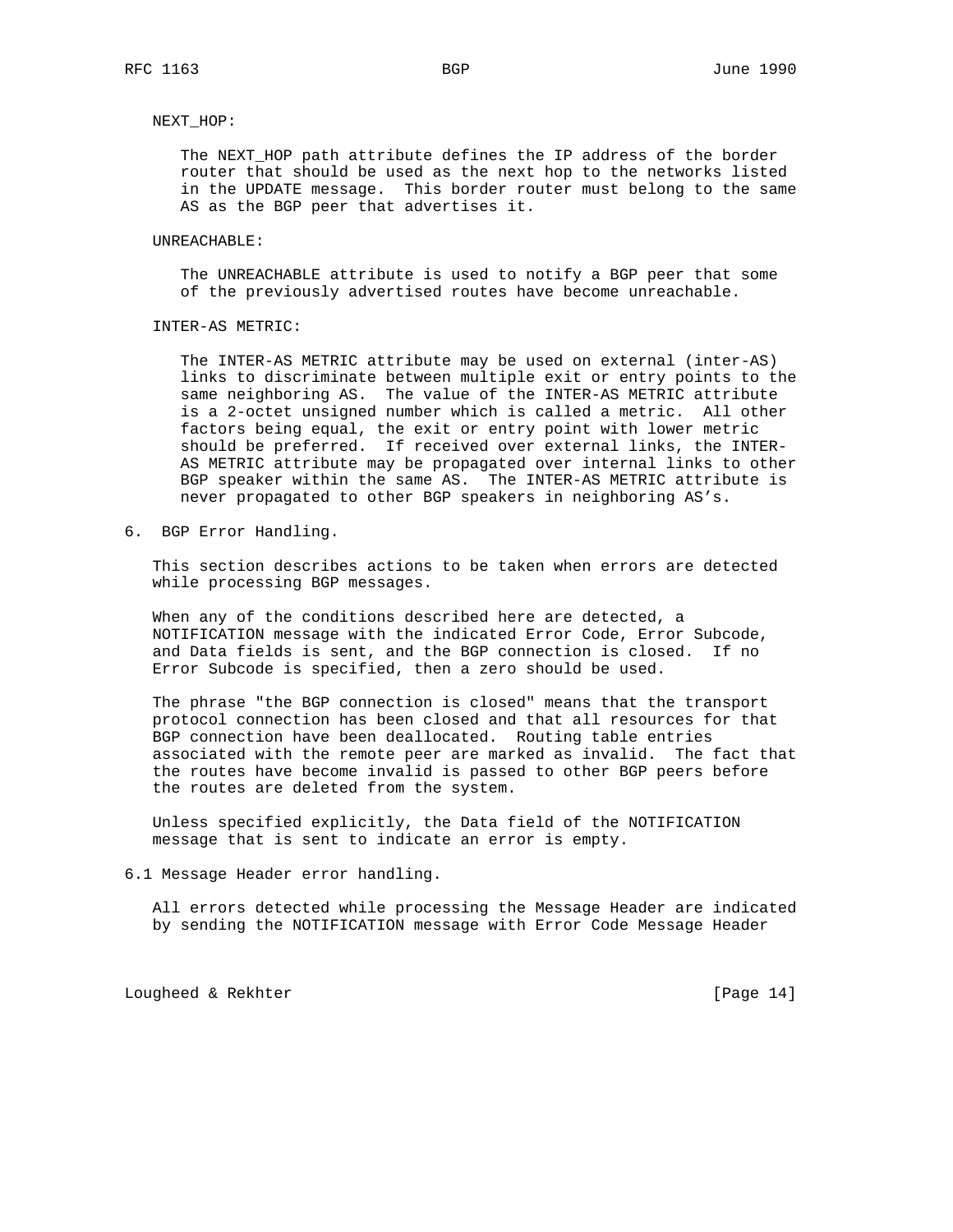NEXT_HOP:

The NEXT_HOP path attribute defines the IP address of the border router that should be used as the next hop to the networks listed in the UPDATE message. This border router must belong to the same AS as the BGP peer that advertises it.

UNREACHABLE:

The UNREACHABLE attribute is used to notify a BGP peer that some of the previously advertised routes have become unreachable.

INTER-AS METRIC:

The INTER-AS METRIC attribute may be used on external (inter-AS) links to discriminate between multiple exit or entry points to the same neighboring AS. The value of the INTER-AS METRIC attribute is a 2-octet unsigned number which is called a metric. All other factors being equal, the exit or entry point with lower metric should be preferred. If received over external links, the INTER-AS METRIC attribute may be propagated over internal links to other BGP speaker within the same AS. The INTER-AS METRIC attribute is never propagated to other BGP speakers in neighboring AS's.

## 6. BGP Error Handling.

This section describes actions to be taken when errors are detected while processing BGP messages.

When any of the conditions described here are detected, a NOTIFICATION message with the indicated Error Code, Error Subcode, and Data fields is sent, and the BGP connection is closed. If no Error Subcode is specified, then a zero should be used.

The phrase "the BGP connection is closed" means that the transport protocol connection has been closed and that all resources for that BGP connection have been deallocated. Routing table entries associated with the remote peer are marked as invalid. The fact that the routes have become invalid is passed to other BGP peers before the routes are deleted from the system.

Unless specified explicitly, the Data field of the NOTIFICATION message that is sent to indicate an error is empty.

### 6.1 Message Header error handling.

All errors detected while processing the Message Header are indicated by sending the NOTIFICATION message with Error Code Message Header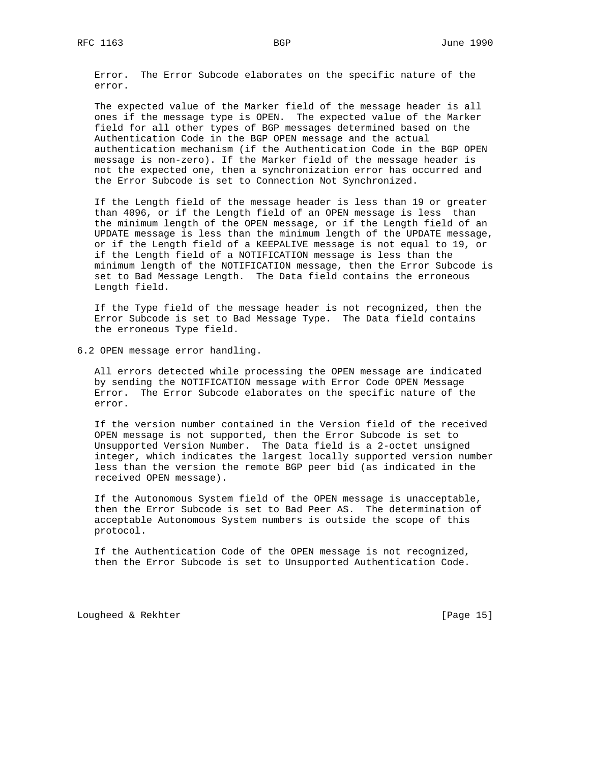Error. The Error Subcode elaborates on the specific nature of the error.

The expected value of the Marker field of the message header is all ones if the message type is OPEN. The expected value of the Marker field for all other types of BGP messages determined based on the Authentication Code in the BGP OPEN message and the actual authentication mechanism (if the Authentication Code in the BGP OPEN message is non-zero). If the Marker field of the message header is not the expected one, then a synchronization error has occurred and the Error Subcode is set to Connection Not Synchronized.

If the Length field of the message header is less than 19 or greater than 4096, or if the Length field of an OPEN message is less than the minimum length of the OPEN message, or if the Length field of an UPDATE message is less than the minimum length of the UPDATE message, or if the Length field of a KEEPALIVE message is not equal to 19, or if the Length field of a NOTIFICATION message is less than the minimum length of the NOTIFICATION message, then the Error Subcode is set to Bad Message Length. The Data field contains the erroneous Length field.

If the Type field of the message header is not recognized, then the Error Subcode is set to Bad Message Type. The Data field contains the erroneous Type field.

## 6.2 OPEN message error handling.

All errors detected while processing the OPEN message are indicated by sending the NOTIFICATION message with Error Code OPEN Message Error. The Error Subcode elaborates on the specific nature of the error.

If the version number contained in the Version field of the received OPEN message is not supported, then the Error Subcode is set to Unsupported Version Number. The Data field is a 2-octet unsigned integer, which indicates the largest locally supported version number less than the version the remote BGP peer bid (as indicated in the received OPEN message).

If the Autonomous System field of the OPEN message is unacceptable, then the Error Subcode is set to Bad Peer AS. The determination of acceptable Autonomous System numbers is outside the scope of this protocol.

If the Authentication Code of the OPEN message is not recognized, then the Error Subcode is set to Unsupported Authentication Code.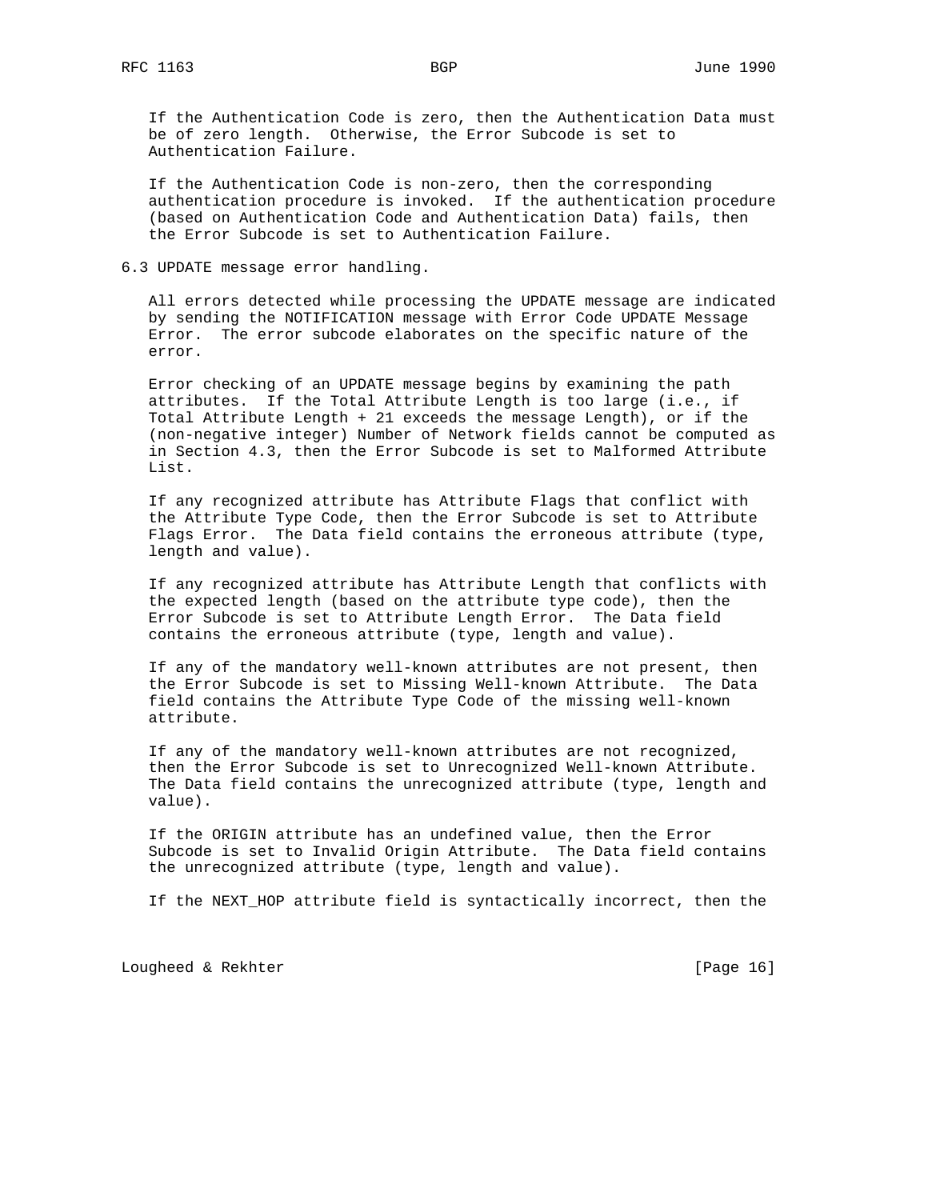If the Authentication Code is zero, then the Authentication Data must be of zero length. Otherwise, the Error Subcode is set to Authentication Failure.

If the Authentication Code is non-zero, then the corresponding authentication procedure is invoked. If the authentication procedure (based on Authentication Code and Authentication Data) fails, then the Error Subcode is set to Authentication Failure.

## 6.3 UPDATE message error handling.

All errors detected while processing the UPDATE message are indicated by sending the NOTIFICATION message with Error Code UPDATE Message Error. The error subcode elaborates on the specific nature of the error.

Error checking of an UPDATE message begins by examining the path attributes. If the Total Attribute Length is too large (i.e., if Total Attribute Length + 21 exceeds the message Length), or if the (non-negative integer) Number of Network fields cannot be computed as in Section 4.3, then the Error Subcode is set to Malformed Attribute List.

If any recognized attribute has Attribute Flags that conflict with the Attribute Type Code, then the Error Subcode is set to Attribute Flags Error. The Data field contains the erroneous attribute (type, length and value).

If any recognized attribute has Attribute Length that conflicts with the expected length (based on the attribute type code), then the Error Subcode is set to Attribute Length Error. The Data field contains the erroneous attribute (type, length and value).

If any of the mandatory well-known attributes are not present, then the Error Subcode is set to Missing Well-known Attribute. The Data field contains the Attribute Type Code of the missing well-known attribute.

If any of the mandatory well-known attributes are not recognized, then the Error Subcode is set to Unrecognized Well-known Attribute. The Data field contains the unrecognized attribute (type, length and value).

If the ORIGIN attribute has an undefined value, then the Error Subcode is set to Invalid Origin Attribute. The Data field contains the unrecognized attribute (type, length and value).

If the NEXT_HOP attribute field is syntactically incorrect, then the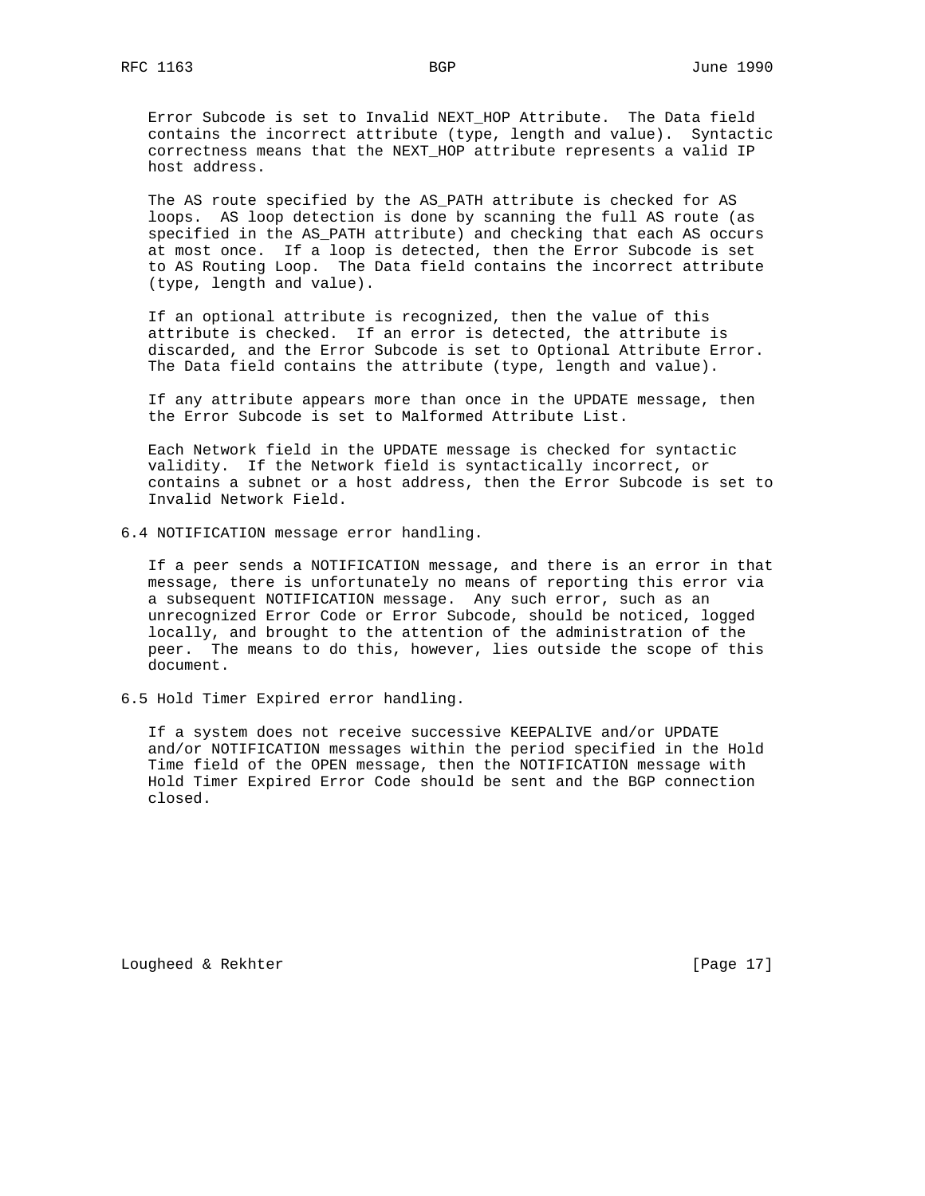Error Subcode is set to Invalid NEXT_HOP Attribute. The Data field contains the incorrect attribute (type, length and value). Syntactic correctness means that the NEXT_HOP attribute represents a valid IP host address.

The AS route specified by the AS_PATH attribute is checked for AS loops. AS loop detection is done by scanning the full AS route (as specified in the AS_PATH attribute) and checking that each AS occurs at most once. If a loop is detected, then the Error Subcode is set to AS Routing Loop. The Data field contains the incorrect attribute (type, length and value).

If an optional attribute is recognized, then the value of this attribute is checked. If an error is detected, the attribute is discarded, and the Error Subcode is set to Optional Attribute Error. The Data field contains the attribute (type, length and value).

If any attribute appears more than once in the UPDATE message, then the Error Subcode is set to Malformed Attribute List.

Each Network field in the UPDATE message is checked for syntactic validity. If the Network field is syntactically incorrect, or contains a subnet or a host address, then the Error Subcode is set to Invalid Network Field.

## 6.4 NOTIFICATION message error handling.

If a peer sends a NOTIFICATION message, and there is an error in that message, there is unfortunately no means of reporting this error via a subsequent NOTIFICATION message. Any such error, such as an unrecognized Error Code or Error Subcode, should be noticed, logged locally, and brought to the attention of the administration of the peer. The means to do this, however, lies outside the scope of this document.

## 6.5 Hold Timer Expired error handling.

If a system does not receive successive KEEPALIVE and/or UPDATE and/or NOTIFICATION messages within the period specified in the Hold Time field of the OPEN message, then the NOTIFICATION message with Hold Timer Expired Error Code should be sent and the BGP connection closed.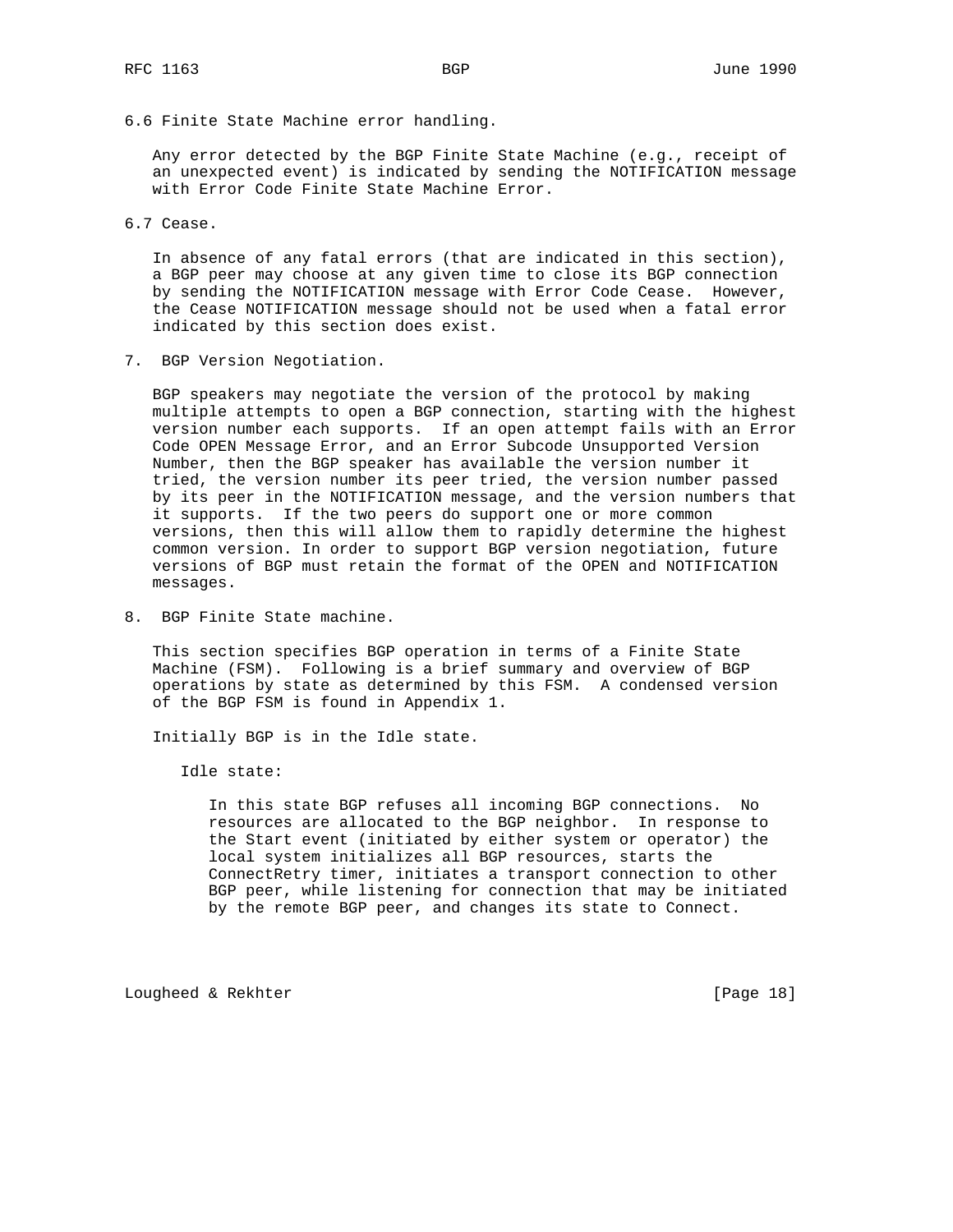### 6.6 Finite State Machine error handling.

Any error detected by the BGP Finite State Machine (e.g., receipt of an unexpected event) is indicated by sending the NOTIFICATION message with Error Code Finite State Machine Error.

### 6.7 Cease.

In absence of any fatal errors (that are indicated in this section), a BGP peer may choose at any given time to close its BGP connection by sending the NOTIFICATION message with Error Code Cease. However, the Cease NOTIFICATION message should not be used when a fatal error indicated by this section does exist.

## 7. BGP Version Negotiation.

BGP speakers may negotiate the version of the protocol by making multiple attempts to open a BGP connection, starting with the highest version number each supports. If an open attempt fails with an Error Code OPEN Message Error, and an Error Subcode Unsupported Version Number, then the BGP speaker has available the version number it tried, the version number its peer tried, the version number passed by its peer in the NOTIFICATION message, and the version numbers that it supports. If the two peers do support one or more common versions, then this will allow them to rapidly determine the highest common version. In order to support BGP version negotiation, future versions of BGP must retain the format of the OPEN and NOTIFICATION messages.

## 8. BGP Finite State machine.

This section specifies BGP operation in terms of a Finite State Machine (FSM). Following is a brief summary and overview of BGP operations by state as determined by this FSM. A condensed version of the BGP FSM is found in Appendix 1.

Initially BGP is in the Idle state.

Idle state:

In this state BGP refuses all incoming BGP connections. No resources are allocated to the BGP neighbor. In response to the Start event (initiated by either system or operator) the local system initializes all BGP resources, starts the ConnectRetry timer, initiates a transport connection to other BGP peer, while listening for connection that may be initiated by the remote BGP peer, and changes its state to Connect.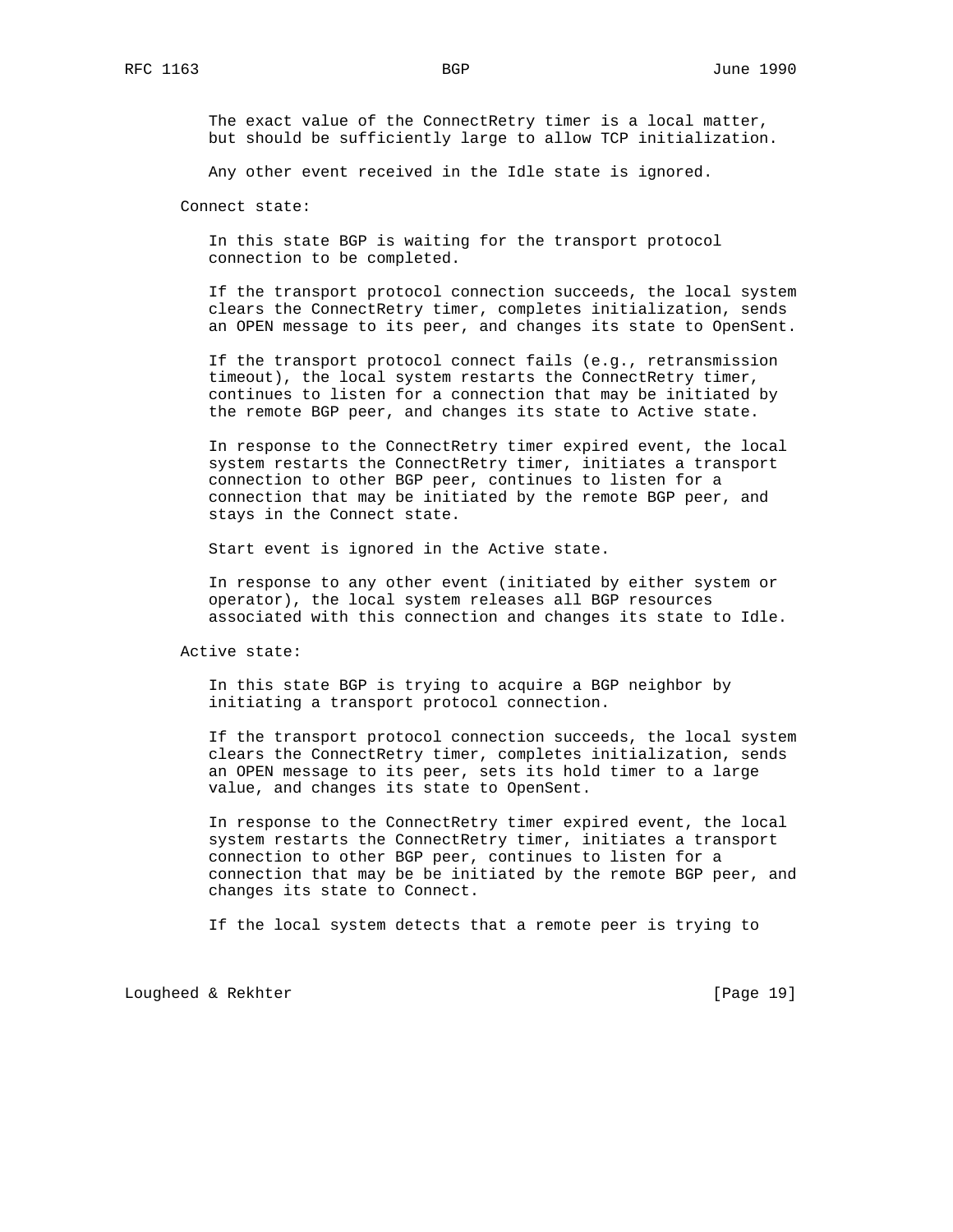The exact value of the ConnectRetry timer is a local matter, but should be sufficiently large to allow TCP initialization.

Any other event received in the Idle state is ignored.

Connect state:

In this state BGP is waiting for the transport protocol connection to be completed.

If the transport protocol connection succeeds, the local system clears the ConnectRetry timer, completes initialization, sends an OPEN message to its peer, and changes its state to OpenSent.

If the transport protocol connect fails (e.g., retransmission timeout), the local system restarts the ConnectRetry timer, continues to listen for a connection that may be initiated by the remote BGP peer, and changes its state to Active state.

In response to the ConnectRetry timer expired event, the local system restarts the ConnectRetry timer, initiates a transport connection to other BGP peer, continues to listen for a connection that may be initiated by the remote BGP peer, and stays in the Connect state.

Start event is ignored in the Active state.

In response to any other event (initiated by either system or operator), the local system releases all BGP resources associated with this connection and changes its state to Idle.

Active state:

In this state BGP is trying to acquire a BGP neighbor by initiating a transport protocol connection.

If the transport protocol connection succeeds, the local system clears the ConnectRetry timer, completes initialization, sends an OPEN message to its peer, sets its hold timer to a large value, and changes its state to OpenSent.

In response to the ConnectRetry timer expired event, the local system restarts the ConnectRetry timer, initiates a transport connection to other BGP peer, continues to listen for a connection that may be be initiated by the remote BGP peer, and changes its state to Connect.

If the local system detects that a remote peer is trying to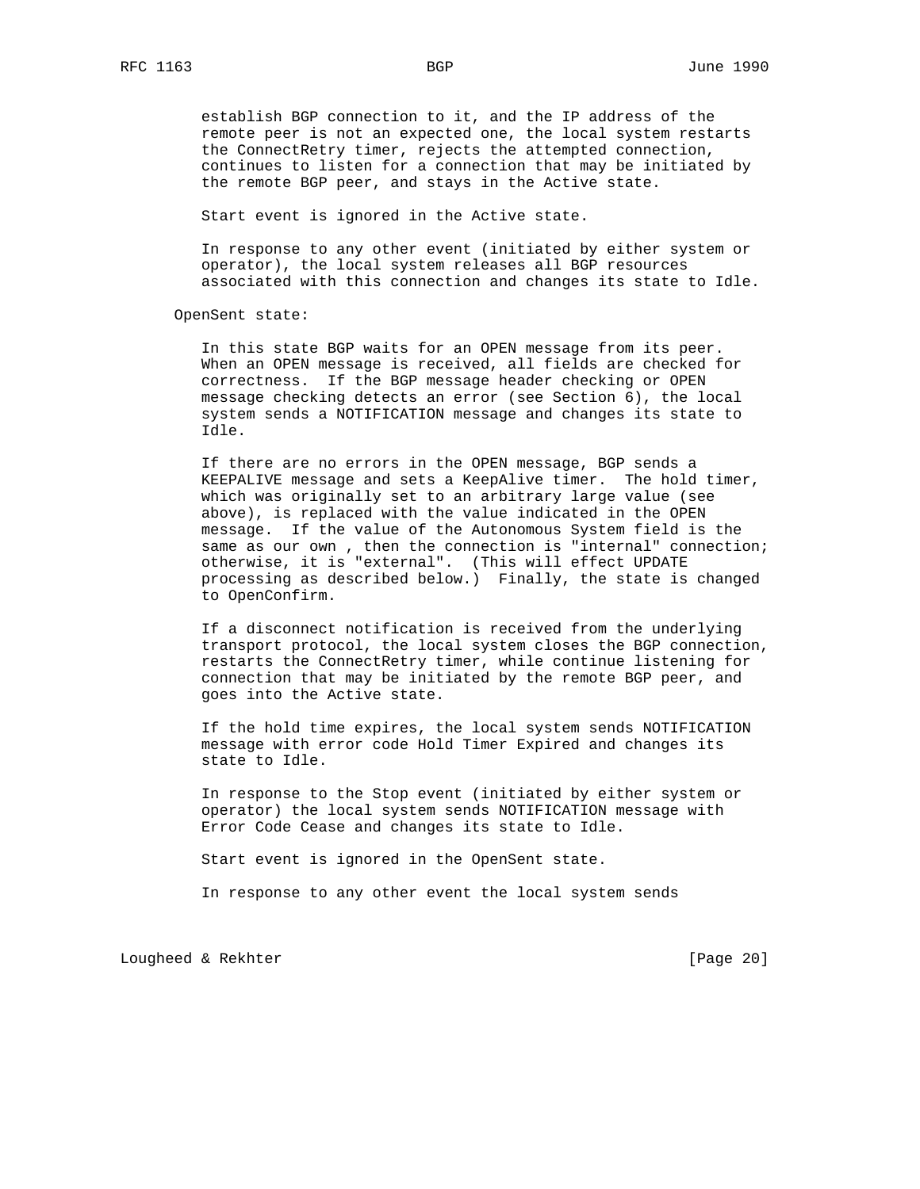establish BGP connection to it, and the IP address of the remote peer is not an expected one, the local system restarts the ConnectRetry timer, rejects the attempted connection, continues to listen for a connection that may be initiated by the remote BGP peer, and stays in the Active state.

Start event is ignored in the Active state.

In response to any other event (initiated by either system or operator), the local system releases all BGP resources associated with this connection and changes its state to Idle.

OpenSent state:

In this state BGP waits for an OPEN message from its peer. When an OPEN message is received, all fields are checked for correctness. If the BGP message header checking or OPEN message checking detects an error (see Section 6), the local system sends a NOTIFICATION message and changes its state to Idle.

If there are no errors in the OPEN message, BGP sends a KEEPALIVE message and sets a KeepAlive timer. The hold timer, which was originally set to an arbitrary large value (see above), is replaced with the value indicated in the OPEN message. If the value of the Autonomous System field is the same as our own , then the connection is "internal" connection; otherwise, it is "external". (This will effect UPDATE processing as described below.) Finally, the state is changed to OpenConfirm.

If a disconnect notification is received from the underlying transport protocol, the local system closes the BGP connection, restarts the ConnectRetry timer, while continue listening for connection that may be initiated by the remote BGP peer, and goes into the Active state.

If the hold time expires, the local system sends NOTIFICATION message with error code Hold Timer Expired and changes its state to Idle.

In response to the Stop event (initiated by either system or operator) the local system sends NOTIFICATION message with Error Code Cease and changes its state to Idle.

Start event is ignored in the OpenSent state.

In response to any other event the local system sends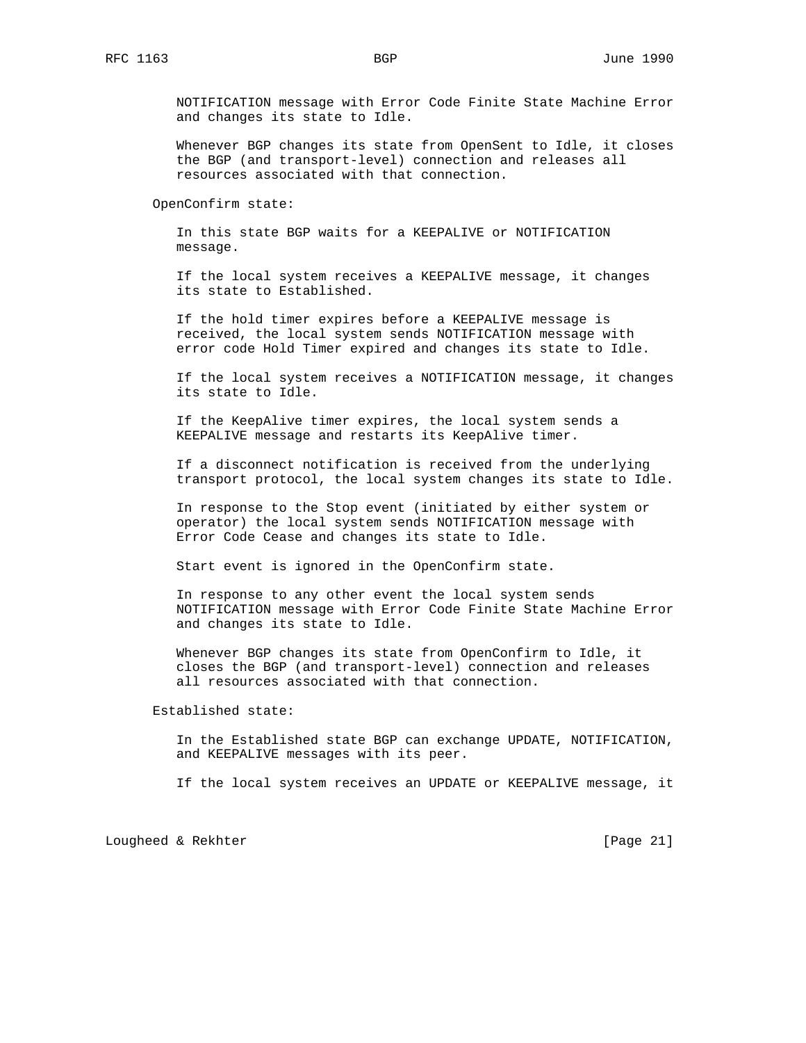NOTIFICATION message with Error Code Finite State Machine Error and changes its state to Idle.

Whenever BGP changes its state from OpenSent to Idle, it closes the BGP (and transport-level) connection and releases all resources associated with that connection.

OpenConfirm state:

In this state BGP waits for a KEEPALIVE or NOTIFICATION message.

If the local system receives a KEEPALIVE message, it changes its state to Established.

If the hold timer expires before a KEEPALIVE message is received, the local system sends NOTIFICATION message with error code Hold Timer expired and changes its state to Idle.

If the local system receives a NOTIFICATION message, it changes its state to Idle.

If the KeepAlive timer expires, the local system sends a KEEPALIVE message and restarts its KeepAlive timer.

If a disconnect notification is received from the underlying transport protocol, the local system changes its state to Idle.

In response to the Stop event (initiated by either system or operator) the local system sends NOTIFICATION message with Error Code Cease and changes its state to Idle.

Start event is ignored in the OpenConfirm state.

In response to any other event the local system sends NOTIFICATION message with Error Code Finite State Machine Error and changes its state to Idle.

Whenever BGP changes its state from OpenConfirm to Idle, it closes the BGP (and transport-level) connection and releases all resources associated with that connection.

Established state:

In the Established state BGP can exchange UPDATE, NOTIFICATION, and KEEPALIVE messages with its peer.

If the local system receives an UPDATE or KEEPALIVE message, it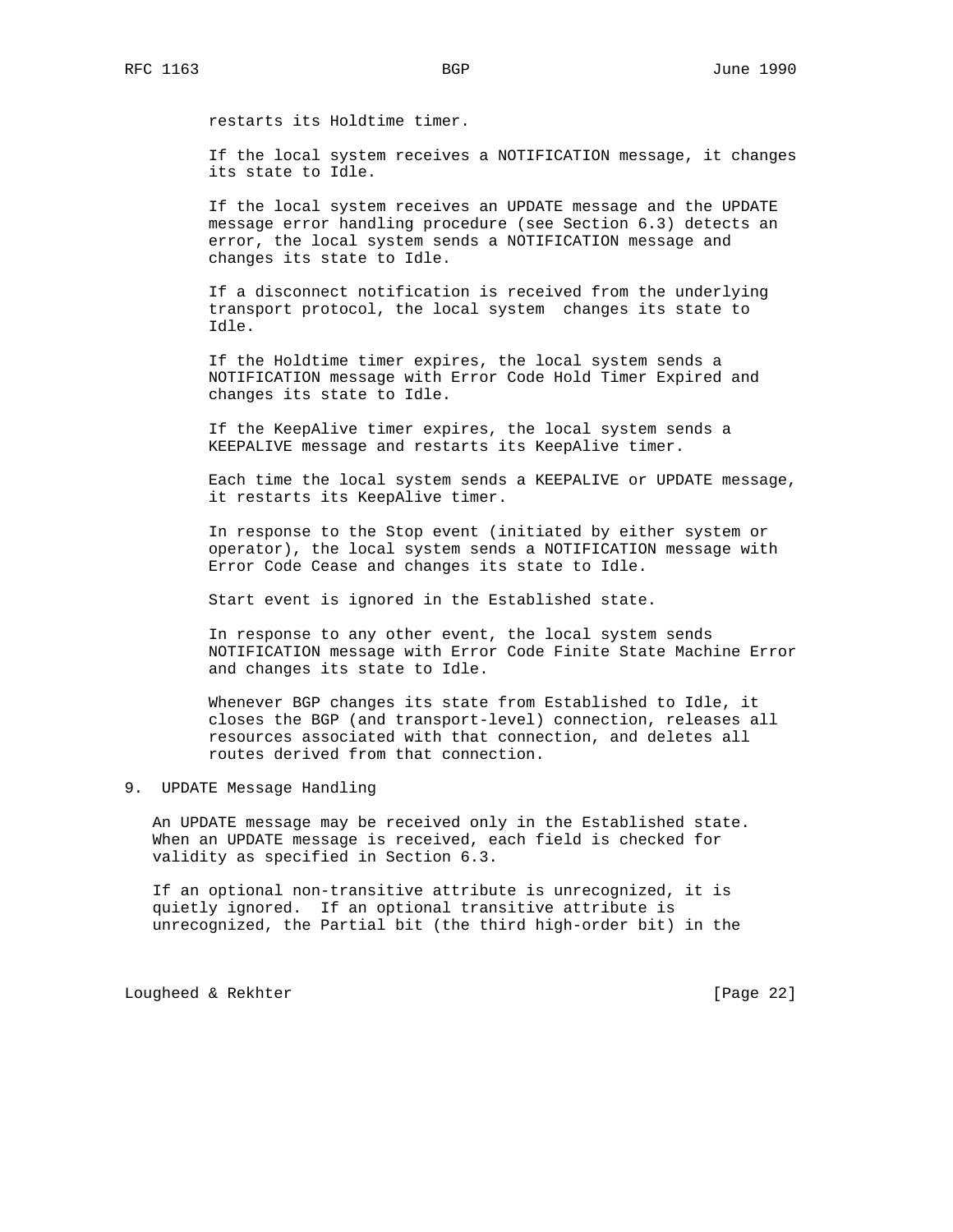restarts its Holdtime timer.

If the local system receives a NOTIFICATION message, it changes its state to Idle.

If the local system receives an UPDATE message and the UPDATE message error handling procedure (see Section 6.3) detects an error, the local system sends a NOTIFICATION message and changes its state to Idle.

If a disconnect notification is received from the underlying transport protocol, the local system changes its state to Idle.

If the Holdtime timer expires, the local system sends a NOTIFICATION message with Error Code Hold Timer Expired and changes its state to Idle.

If the KeepAlive timer expires, the local system sends a KEEPALIVE message and restarts its KeepAlive timer.

Each time the local system sends a KEEPALIVE or UPDATE message, it restarts its KeepAlive timer.

In response to the Stop event (initiated by either system or operator), the local system sends a NOTIFICATION message with Error Code Cease and changes its state to Idle.

Start event is ignored in the Established state.

In response to any other event, the local system sends NOTIFICATION message with Error Code Finite State Machine Error and changes its state to Idle.

Whenever BGP changes its state from Established to Idle, it closes the BGP (and transport-level) connection, releases all resources associated with that connection, and deletes all routes derived from that connection.

## 9. UPDATE Message Handling

An UPDATE message may be received only in the Established state. When an UPDATE message is received, each field is checked for validity as specified in Section 6.3.

If an optional non-transitive attribute is unrecognized, it is quietly ignored. If an optional transitive attribute is unrecognized, the Partial bit (the third high-order bit) in the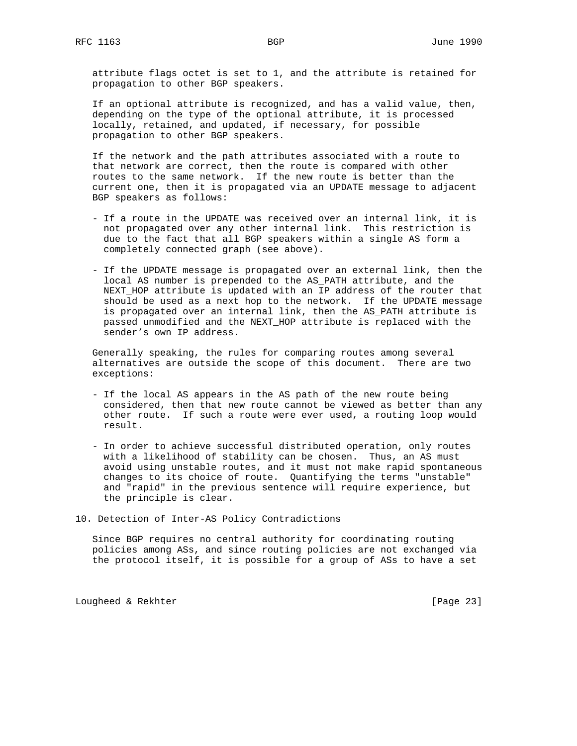attribute flags octet is set to 1, and the attribute is retained for propagation to other BGP speakers.

If an optional attribute is recognized, and has a valid value, then, depending on the type of the optional attribute, it is processed locally, retained, and updated, if necessary, for possible propagation to other BGP speakers.

If the network and the path attributes associated with a route to that network are correct, then the route is compared with other routes to the same network. If the new route is better than the current one, then it is propagated via an UPDATE message to adjacent BGP speakers as follows:

- If a route in the UPDATE was received over an internal link, it is not propagated over any other internal link. This restriction is due to the fact that all BGP speakers within a single AS form a completely connected graph (see above).

- If the UPDATE message is propagated over an external link, then the local AS number is prepended to the AS_PATH attribute, and the NEXT_HOP attribute is updated with an IP address of the router that should be used as a next hop to the network. If the UPDATE message is propagated over an internal link, then the AS_PATH attribute is passed unmodified and the NEXT_HOP attribute is replaced with the sender's own IP address.

Generally speaking, the rules for comparing routes among several alternatives are outside the scope of this document. There are two exceptions:

- If the local AS appears in the AS path of the new route being considered, then that new route cannot be viewed as better than any other route. If such a route were ever used, a routing loop would result.

- In order to achieve successful distributed operation, only routes with a likelihood of stability can be chosen. Thus, an AS must avoid using unstable routes, and it must not make rapid spontaneous changes to its choice of route. Quantifying the terms "unstable" and "rapid" in the previous sentence will require experience, but the principle is clear.

## 10. Detection of Inter-AS Policy Contradictions

Since BGP requires no central authority for coordinating routing policies among ASs, and since routing policies are not exchanged via the protocol itself, it is possible for a group of ASs to have a set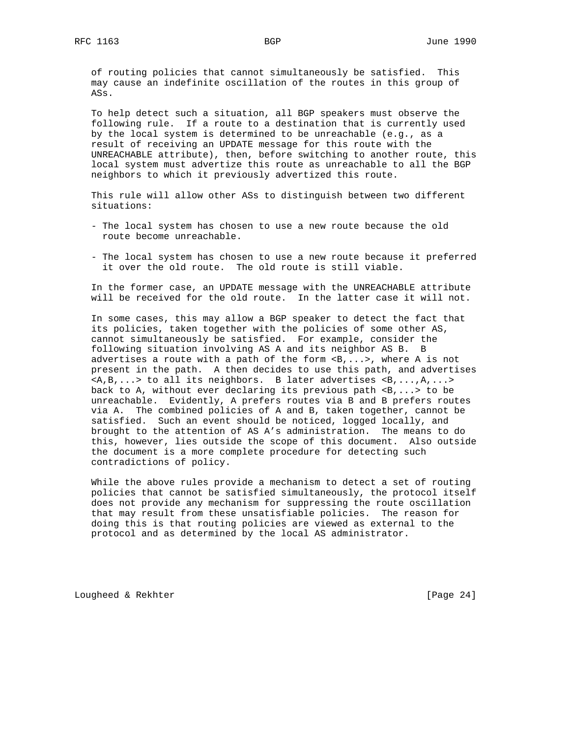of routing policies that cannot simultaneously be satisfied. This may cause an indefinite oscillation of the routes in this group of ASs.

To help detect such a situation, all BGP speakers must observe the following rule. If a route to a destination that is currently used by the local system is determined to be unreachable (e.g., as a result of receiving an UPDATE message for this route with the UNREACHABLE attribute), then, before switching to another route, this local system must advertize this route as unreachable to all the BGP neighbors to which it previously advertized this route.

This rule will allow other ASs to distinguish between two different situations:

- The local system has chosen to use a new route because the old route become unreachable.

- The local system has chosen to use a new route because it preferred it over the old route. The old route is still viable.

In the former case, an UPDATE message with the UNREACHABLE attribute will be received for the old route. In the latter case it will not.

In some cases, this may allow a BGP speaker to detect the fact that its policies, taken together with the policies of some other AS, cannot simultaneously be satisfied. For example, consider the following situation involving AS A and its neighbor AS B. B advertises a route with a path of the form <B,...>, where A is not present in the path. A then decides to use this path, and advertises <A,B,...> to all its neighbors. B later advertises <B,...,A,...> back to A, without ever declaring its previous path <B,...> to be unreachable. Evidently, A prefers routes via B and B prefers routes via A. The combined policies of A and B, taken together, cannot be satisfied. Such an event should be noticed, logged locally, and brought to the attention of AS A's administration. The means to do this, however, lies outside the scope of this document. Also outside the document is a more complete procedure for detecting such contradictions of policy.

While the above rules provide a mechanism to detect a set of routing policies that cannot be satisfied simultaneously, the protocol itself does not provide any mechanism for suppressing the route oscillation that may result from these unsatisfiable policies. The reason for doing this is that routing policies are viewed as external to the protocol and as determined by the local AS administrator.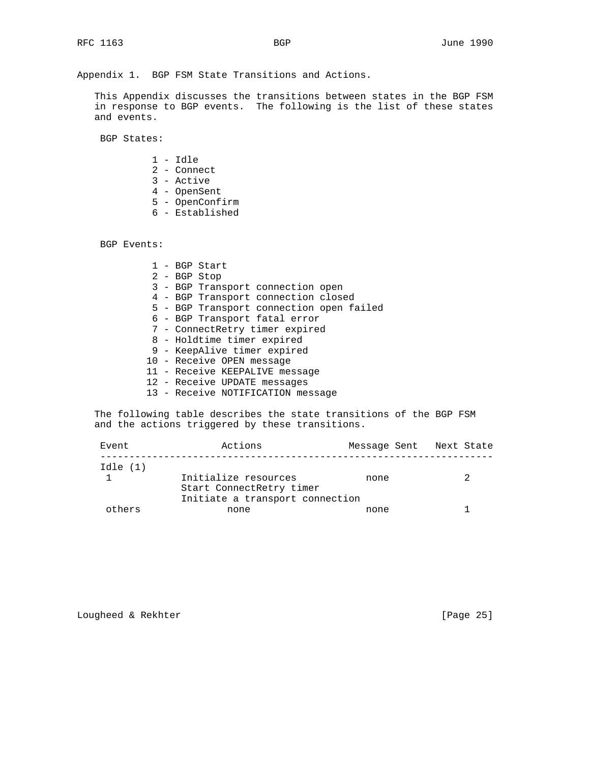## Appendix 1. BGP FSM State Transitions and Actions.

This Appendix discusses the transitions between states in the BGP FSM in response to BGP events. The following is the list of these states and events.

BGP States:

1 - Idle
2 - Connect
3 - Active
4 - OpenSent
5 - OpenConfirm
6 - Established

BGP Events:

1 - BGP Start
2 - BGP Stop
3 - BGP Transport connection open
4 - BGP Transport connection closed
5 - BGP Transport connection open failed
6 - BGP Transport fatal error
7 - ConnectRetry timer expired
8 - Holdtime timer expired
9 - KeepAlive timer expired
10 - Receive OPEN message
11 - Receive KEEPALIVE message
12 - Receive UPDATE messages
13 - Receive NOTIFICATION message

The following table describes the state transitions of the BGP FSM and the actions triggered by these transitions.

| Event | Actions | Message Sent | Next State |
|---|---|---|---|
| Idle (1) | | | |
| 1 | Initialize resources<br>Start ConnectRetry timer<br>Initiate a transport connection | none | 2 |
| others | none | none | 1 |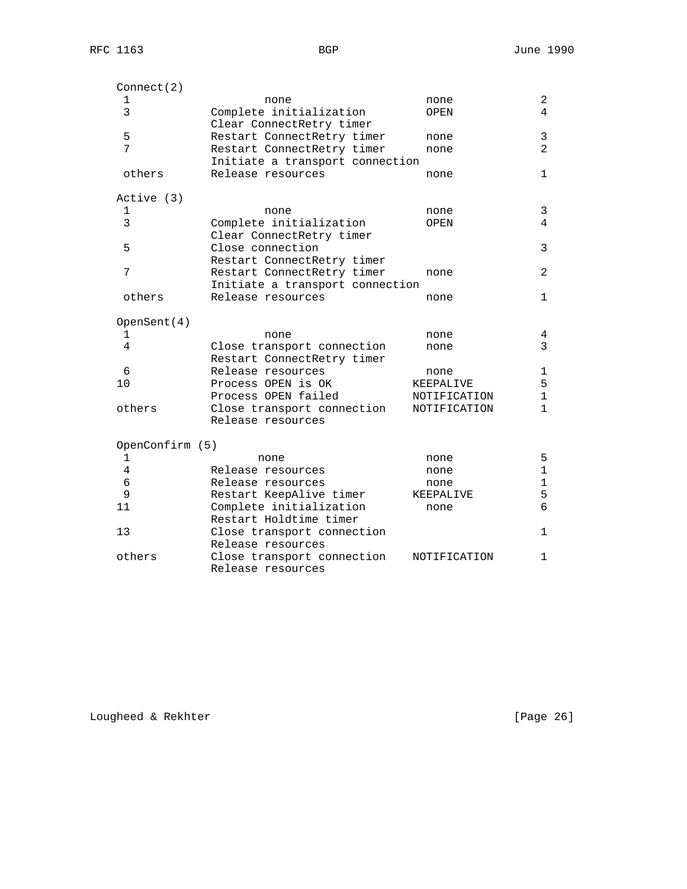```
   Connect(2)
    1                  none                  none              2
    3            Complete initialization     OPEN              4
                 Clear ConnectRetry timer
    5            Restart ConnectRetry timer  none              3
    7            Restart ConnectRetry timer  none              2
                 Initiate a transport connection
    others       Release resources           none              1

   Active (3)
    1                  none                  none              3
    3            Complete initialization     OPEN              4
                 Clear ConnectRetry timer
    5            Close connection                              3
                 Restart ConnectRetry timer
    7            Restart ConnectRetry timer  none              2
                 Initiate a transport connection
    others       Release resources           none              1

   OpenSent(4)
    1                  none                  none              4
    4            Close transport connection  none              3
                 Restart ConnectRetry timer
    6            Release resources           none              1
   10            Process OPEN is OK         KEEPALIVE          5
                 Process OPEN failed        NOTIFICATION       1
   others        Close transport connection NOTIFICATION       1
                 Release resources

   OpenConfirm (5)
    1                 none                   none              5
    4            Release resources           none              1
    6            Release resources           none              1
    9            Restart KeepAlive timer    KEEPALIVE          5
   11            Complete initialization     none              6
                 Restart Holdtime timer
   13            Close transport connection                    1
                 Release resources
   others        Close transport connection NOTIFICATION       1
                 Release resources
```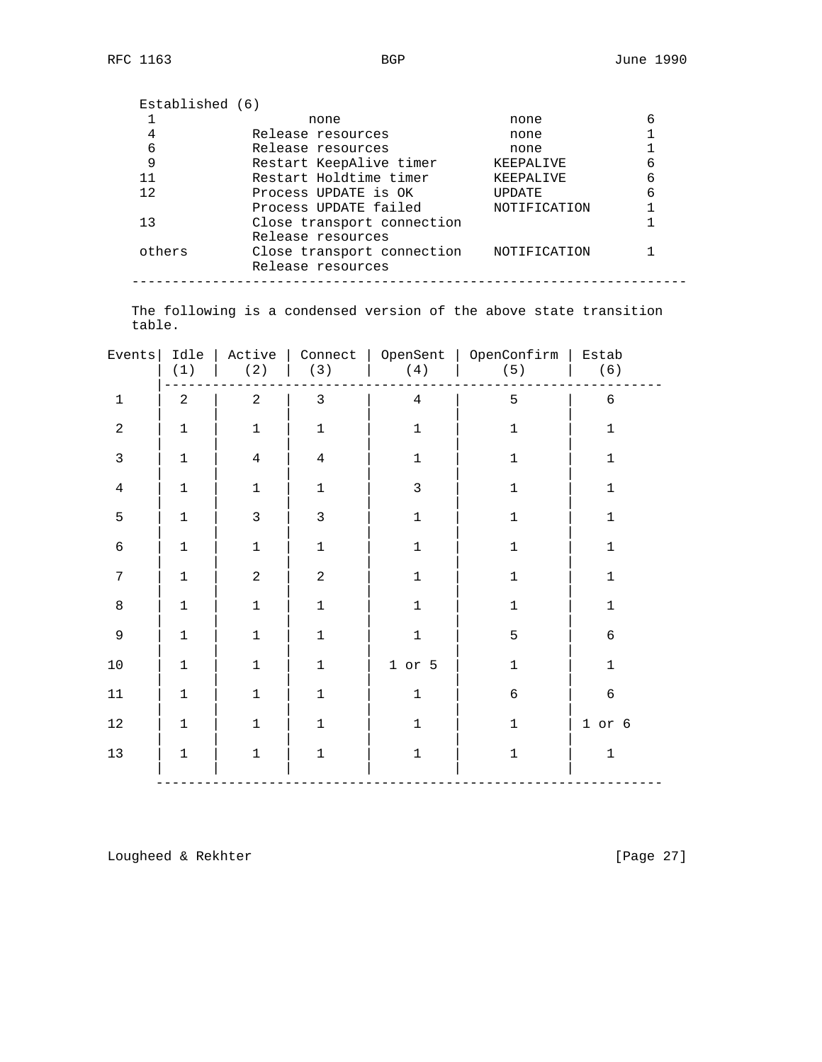Established (6)

| Event | Action | Message Sent | Next State |
|---|---|---|---|
| 1 | none | none | 6 |
| 4 | Release resources | none | 1 |
| 6 | Release resources | none | 1 |
| 9 | Restart KeepAlive timer | KEEPALIVE | 6 |
| 11 | Restart Holdtime timer | KEEPALIVE | 6 |
| 12 | Process UPDATE is OK | UPDATE | 6 |
| | Process UPDATE failed | NOTIFICATION | 1 |
| 13 | Close transport connection<br>Release resources | | 1 |
| others | Close transport connection<br>Release resources | NOTIFICATION | 1 |

The following is a condensed version of the above state transition table.

| Events | Idle (1) | Active (2) | Connect (3) | OpenSent (4) | OpenConfirm (5) | Estab (6) |
|---|---|---|---|---|---|---|
| 1 | 2 | 2 | 3 | 4 | 5 | 6 |
| 2 | 1 | 1 | 1 | 1 | 1 | 1 |
| 3 | 1 | 4 | 4 | 1 | 1 | 1 |
| 4 | 1 | 1 | 1 | 3 | 1 | 1 |
| 5 | 1 | 3 | 3 | 1 | 1 | 1 |
| 6 | 1 | 1 | 1 | 1 | 1 | 1 |
| 7 | 1 | 2 | 2 | 1 | 1 | 1 |
| 8 | 1 | 1 | 1 | 1 | 1 | 1 |
| 9 | 1 | 1 | 1 | 1 | 5 | 6 |
| 10 | 1 | 1 | 1 | 1 or 5 | 1 | 1 |
| 11 | 1 | 1 | 1 | 1 | 6 | 6 |
| 12 | 1 | 1 | 1 | 1 | 1 | 1 or 6 |
| 13 | 1 | 1 | 1 | 1 | 1 | 1 |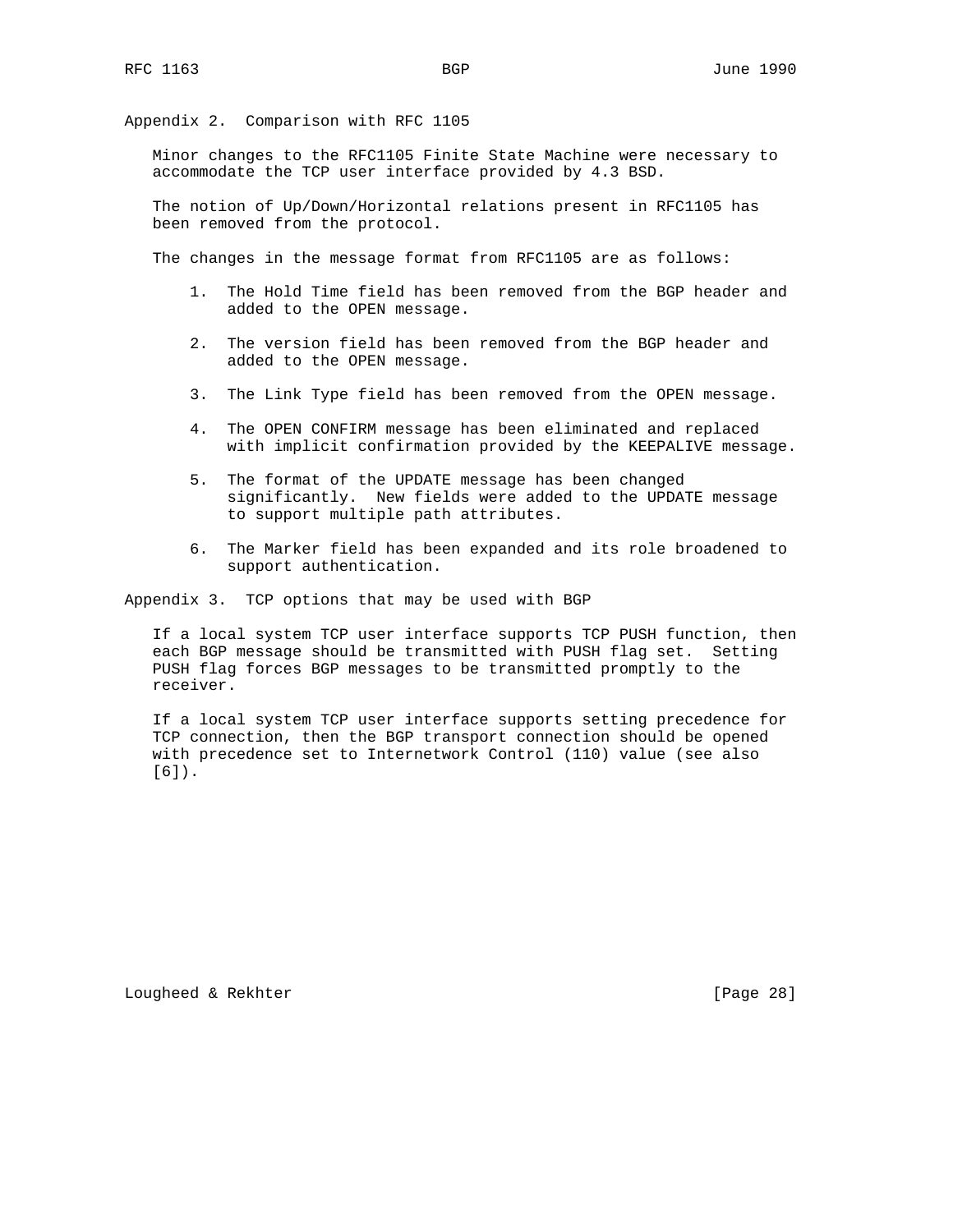## Appendix 2. Comparison with RFC 1105

Minor changes to the RFC1105 Finite State Machine were necessary to accommodate the TCP user interface provided by 4.3 BSD.

The notion of Up/Down/Horizontal relations present in RFC1105 has been removed from the protocol.

The changes in the message format from RFC1105 are as follows:

1. The Hold Time field has been removed from the BGP header and added to the OPEN message.
2. The version field has been removed from the BGP header and added to the OPEN message.
3. The Link Type field has been removed from the OPEN message.
4. The OPEN CONFIRM message has been eliminated and replaced with implicit confirmation provided by the KEEPALIVE message.
5. The format of the UPDATE message has been changed significantly. New fields were added to the UPDATE message to support multiple path attributes.
6. The Marker field has been expanded and its role broadened to support authentication.

## Appendix 3. TCP options that may be used with BGP

If a local system TCP user interface supports TCP PUSH function, then each BGP message should be transmitted with PUSH flag set. Setting PUSH flag forces BGP messages to be transmitted promptly to the receiver.

If a local system TCP user interface supports setting precedence for TCP connection, then the BGP transport connection should be opened with precedence set to Internetwork Control (110) value (see also [6]).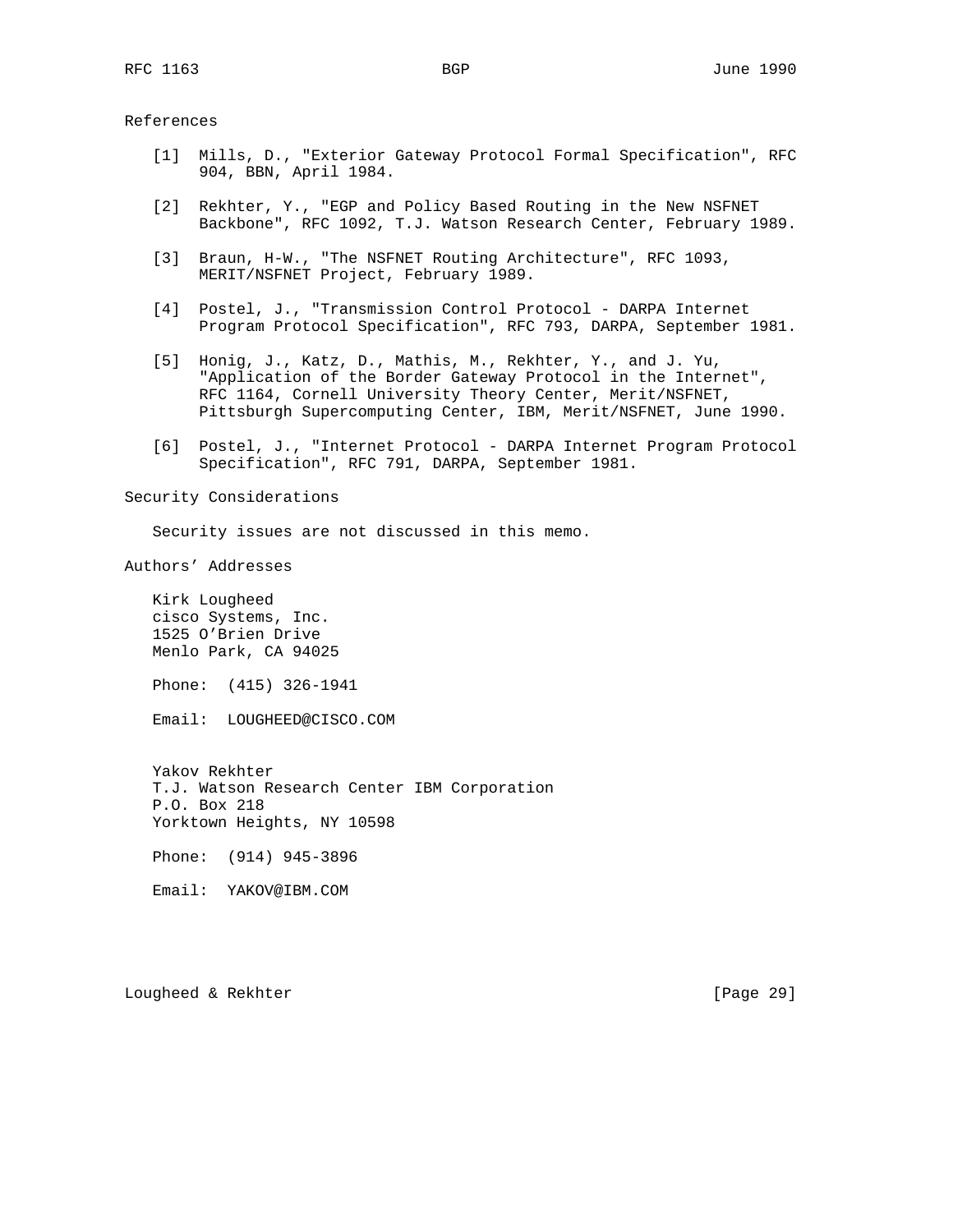## References

[1] Mills, D., "Exterior Gateway Protocol Formal Specification", RFC 904, BBN, April 1984.

[2] Rekhter, Y., "EGP and Policy Based Routing in the New NSFNET Backbone", RFC 1092, T.J. Watson Research Center, February 1989.

[3] Braun, H-W., "The NSFNET Routing Architecture", RFC 1093, MERIT/NSFNET Project, February 1989.

[4] Postel, J., "Transmission Control Protocol - DARPA Internet Program Protocol Specification", RFC 793, DARPA, September 1981.

[5] Honig, J., Katz, D., Mathis, M., Rekhter, Y., and J. Yu, "Application of the Border Gateway Protocol in the Internet", RFC 1164, Cornell University Theory Center, Merit/NSFNET, Pittsburgh Supercomputing Center, IBM, Merit/NSFNET, June 1990.

[6] Postel, J., "Internet Protocol - DARPA Internet Program Protocol Specification", RFC 791, DARPA, September 1981.

## Security Considerations

Security issues are not discussed in this memo.

## Authors' Addresses

Kirk Lougheed
cisco Systems, Inc.
1525 O'Brien Drive
Menlo Park, CA 94025

Phone: (415) 326-1941

Email: LOUGHEED@CISCO.COM

Yakov Rekhter
T.J. Watson Research Center IBM Corporation
P.O. Box 218
Yorktown Heights, NY 10598

Phone: (914) 945-3896

Email: YAKOV@IBM.COM